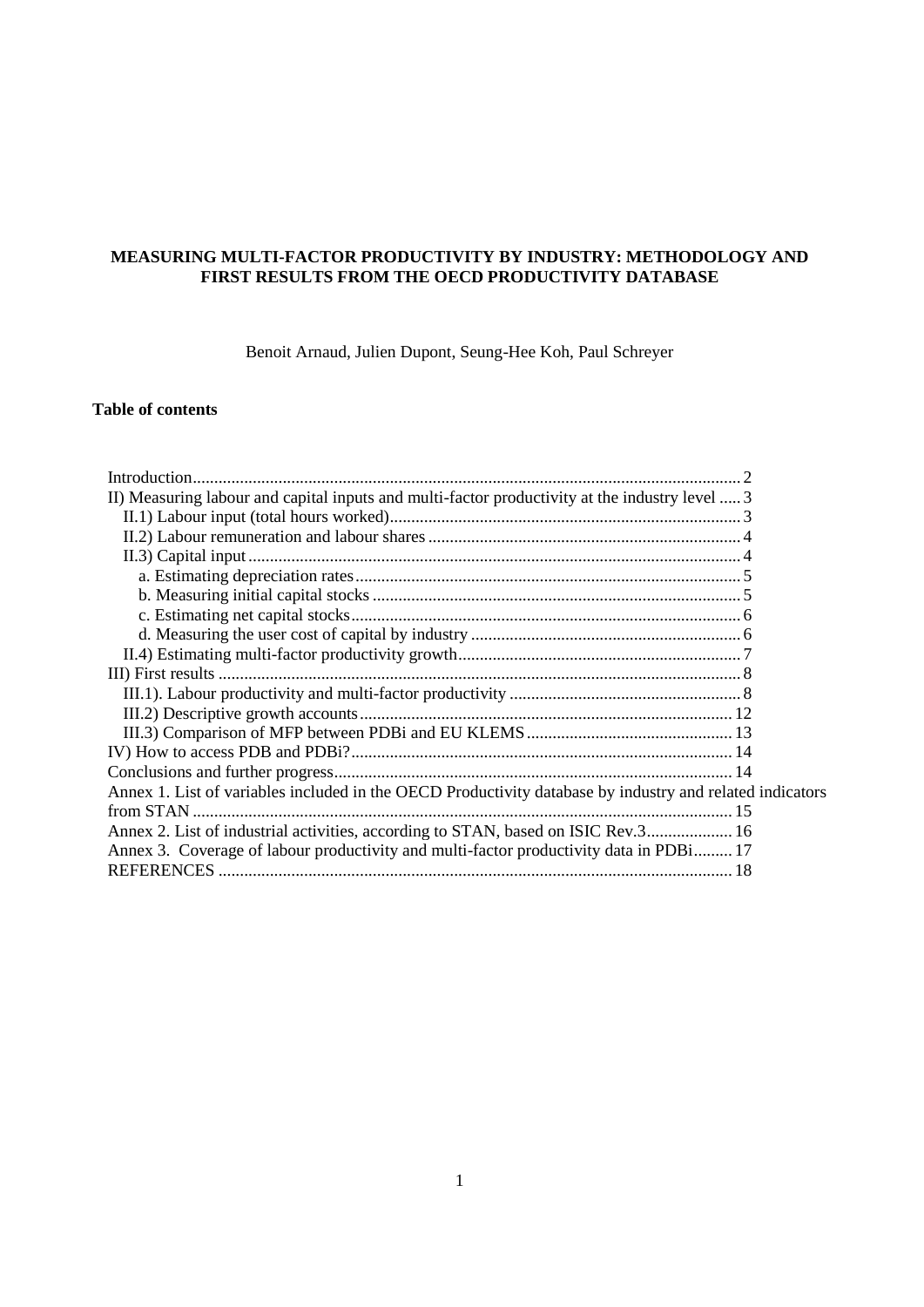**MEASURING MULTI-FACTOR PRODUCTIVITY BY INDUSTRY: METHODOLOGY AND FIRST RESULTS FROM THE OECD PRODUCTIVITY DATABASE**

Benoit Arnaud, Julien Dupont, Seung-Hee Koh, Paul Schreyer

**Table of contents**

Introduction ........ 2
II) Measuring labour and capital inputs and multi-factor productivity at the industry level ..... 3
- II.1) Labour input (total hours worked) ........ 3
- II.2) Labour remuneration and labour shares ........ 4
- II.3) Capital input ........ 4
  - a. Estimating depreciation rates ........ 5
  - b. Measuring initial capital stocks ........ 5
  - c. Estimating net capital stocks ........ 6
  - d. Measuring the user cost of capital by industry ........ 6
- II.4) Estimating multi-factor productivity growth ........ 7

III) First results ........ 8
- III.1). Labour productivity and multi-factor productivity ........ 8
- III.2) Descriptive growth accounts ........ 12
- III.3) Comparison of MFP between PDBi and EU KLEMS ........ 13

IV) How to access PDB and PDBi? ........ 14
Conclusions and further progress ........ 14
Annex 1. List of variables included in the OECD Productivity database by industry and related indicators from STAN ........ 15
Annex 2. List of industrial activities, according to STAN, based on ISIC Rev.3 ........ 16
Annex 3. Coverage of labour productivity and multi-factor productivity data in PDBi ........ 17
REFERENCES ........ 18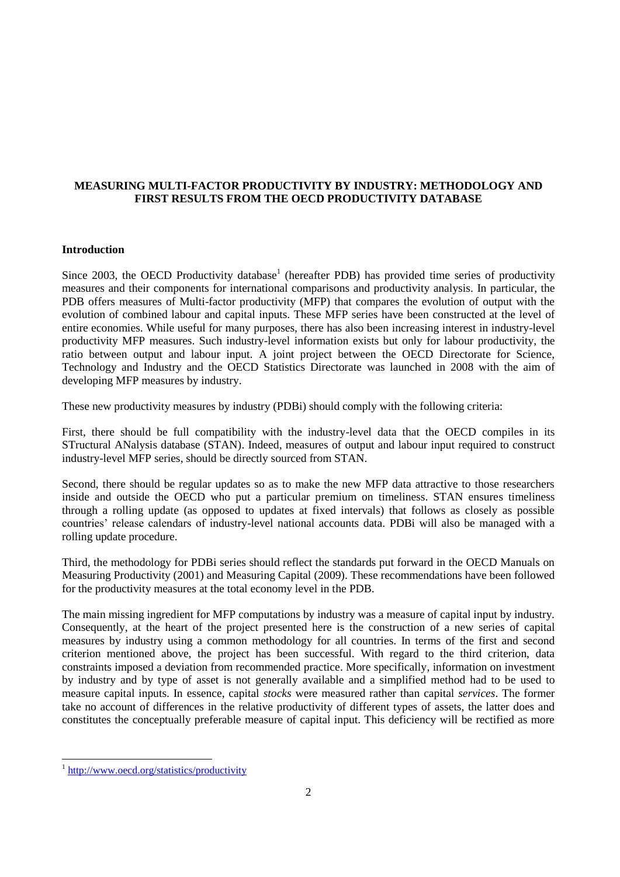**MEASURING MULTI-FACTOR PRODUCTIVITY BY INDUSTRY: METHODOLOGY AND FIRST RESULTS FROM THE OECD PRODUCTIVITY DATABASE**

**Introduction**

Since 2003, the OECD Productivity database[1] (hereafter PDB) has provided time series of productivity measures and their components for international comparisons and productivity analysis. In particular, the PDB offers measures of Multi-factor productivity (MFP) that compares the evolution of output with the evolution of combined labour and capital inputs. These MFP series have been constructed at the level of entire economies. While useful for many purposes, there has also been increasing interest in industry-level productivity MFP measures. Such industry-level information exists but only for labour productivity, the ratio between output and labour input. A joint project between the OECD Directorate for Science, Technology and Industry and the OECD Statistics Directorate was launched in 2008 with the aim of developing MFP measures by industry.

These new productivity measures by industry (PDBi) should comply with the following criteria:

First, there should be full compatibility with the industry-level data that the OECD compiles in its STructural ANalysis database (STAN). Indeed, measures of output and labour input required to construct industry-level MFP series, should be directly sourced from STAN.

Second, there should be regular updates so as to make the new MFP data attractive to those researchers inside and outside the OECD who put a particular premium on timeliness. STAN ensures timeliness through a rolling update (as opposed to updates at fixed intervals) that follows as closely as possible countries' release calendars of industry-level national accounts data. PDBi will also be managed with a rolling update procedure.

Third, the methodology for PDBi series should reflect the standards put forward in the OECD Manuals on Measuring Productivity (2001) and Measuring Capital (2009). These recommendations have been followed for the productivity measures at the total economy level in the PDB.

The main missing ingredient for MFP computations by industry was a measure of capital input by industry. Consequently, at the heart of the project presented here is the construction of a new series of capital measures by industry using a common methodology for all countries. In terms of the first and second criterion mentioned above, the project has been successful. With regard to the third criterion, data constraints imposed a deviation from recommended practice. More specifically, information on investment by industry and by type of asset is not generally available and a simplified method had to be used to measure capital inputs. In essence, capital *stocks* were measured rather than capital *services*. The former take no account of differences in the relative productivity of different types of assets, the latter does and constitutes the conceptually preferable measure of capital input. This deficiency will be rectified as more

[1] http://www.oecd.org/statistics/productivity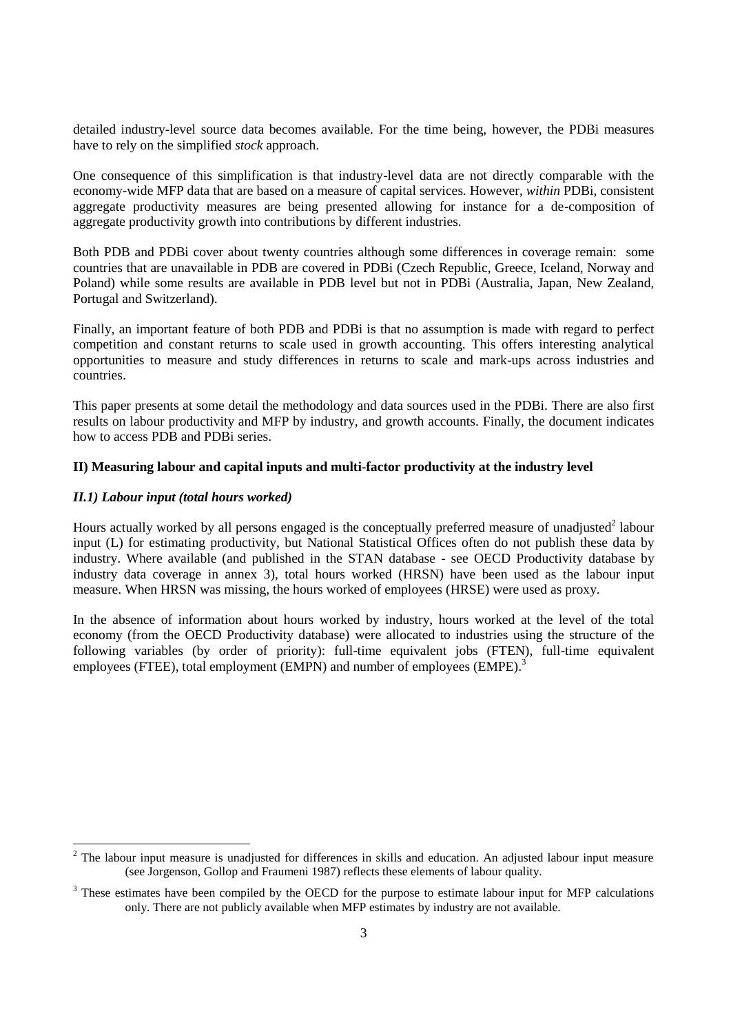detailed industry-level source data becomes available. For the time being, however, the PDBi measures have to rely on the simplified *stock* approach.

One consequence of this simplification is that industry-level data are not directly comparable with the economy-wide MFP data that are based on a measure of capital services. However, *within* PDBi, consistent aggregate productivity measures are being presented allowing for instance for a de-composition of aggregate productivity growth into contributions by different industries.

Both PDB and PDBi cover about twenty countries although some differences in coverage remain: some countries that are unavailable in PDB are covered in PDBi (Czech Republic, Greece, Iceland, Norway and Poland) while some results are available in PDB level but not in PDBi (Australia, Japan, New Zealand, Portugal and Switzerland).

Finally, an important feature of both PDB and PDBi is that no assumption is made with regard to perfect competition and constant returns to scale used in growth accounting. This offers interesting analytical opportunities to measure and study differences in returns to scale and mark-ups across industries and countries.

This paper presents at some detail the methodology and data sources used in the PDBi. There are also first results on labour productivity and MFP by industry, and growth accounts. Finally, the document indicates how to access PDB and PDBi series.

## II) Measuring labour and capital inputs and multi-factor productivity at the industry level

### *II.1) Labour input (total hours worked)*

Hours actually worked by all persons engaged is the conceptually preferred measure of unadjusted[2] labour input (L) for estimating productivity, but National Statistical Offices often do not publish these data by industry. Where available (and published in the STAN database - see OECD Productivity database by industry data coverage in annex 3), total hours worked (HRSN) have been used as the labour input measure. When HRSN was missing, the hours worked of employees (HRSE) were used as proxy.

In the absence of information about hours worked by industry, hours worked at the level of the total economy (from the OECD Productivity database) were allocated to industries using the structure of the following variables (by order of priority): full-time equivalent jobs (FTEN), full-time equivalent employees (FTEE), total employment (EMPN) and number of employees (EMPE).[3]

---

[2] The labour input measure is unadjusted for differences in skills and education. An adjusted labour input measure (see Jorgenson, Gollop and Fraumeni 1987) reflects these elements of labour quality.

[3] These estimates have been compiled by the OECD for the purpose to estimate labour input for MFP calculations only. There are not publicly available when MFP estimates by industry are not available.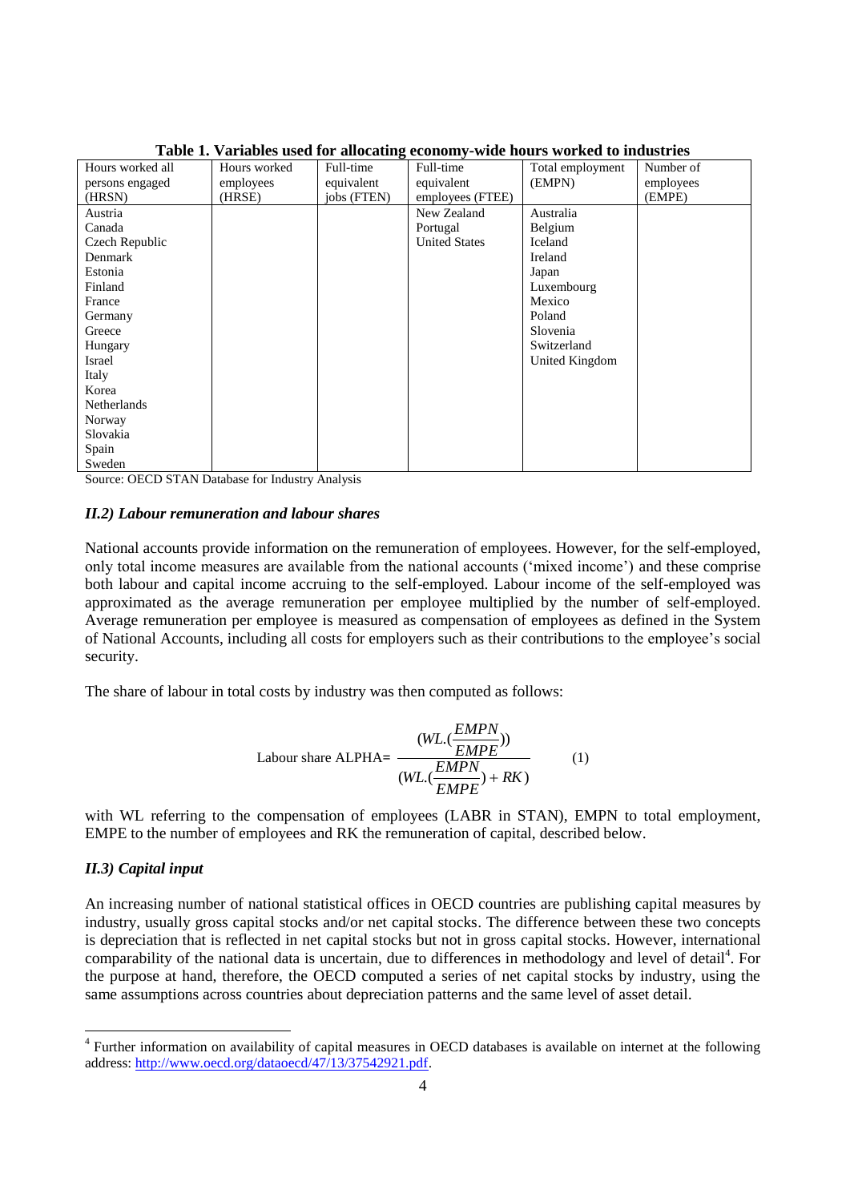**Table 1. Variables used for allocating economy-wide hours worked to industries**

| Hours worked all persons engaged (HRSN) | Hours worked employees (HRSE) | Full-time equivalent jobs (FTEN) | Full-time equivalent employees (FTEE) | Total employment (EMPN) | Number of employees (EMPE) |
|---|---|---|---|---|---|
| Austria | | | New Zealand | Australia | |
| Canada | | | Portugal | Belgium | |
| Czech Republic | | | United States | Iceland | |
| Denmark | | | | Ireland | |
| Estonia | | | | Japan | |
| Finland | | | | Luxembourg | |
| France | | | | Mexico | |
| Germany | | | | Poland | |
| Greece | | | | Slovenia | |
| Hungary | | | | Switzerland | |
| Israel | | | | United Kingdom | |
| Italy | | | | | |
| Korea | | | | | |
| Netherlands | | | | | |
| Norway | | | | | |
| Slovakia | | | | | |
| Spain | | | | | |
| Sweden | | | | | |

Source: OECD STAN Database for Industry Analysis

### *II.2) Labour remuneration and labour shares*

National accounts provide information on the remuneration of employees. However, for the self-employed, only total income measures are available from the national accounts ('mixed income') and these comprise both labour and capital income accruing to the self-employed. Labour income of the self-employed was approximated as the average remuneration per employee multiplied by the number of self-employed. Average remuneration per employee is measured as compensation of employees as defined in the System of National Accounts, including all costs for employers such as their contributions to the employee's social security.

The share of labour in total costs by industry was then computed as follows:

$$\text{Labour share ALPHA} = \frac{(WL.(\frac{EMPN}{EMPE}))}{(WL.(\frac{EMPN}{EMPE}) + RK)} \qquad (1)$$

with WL referring to the compensation of employees (LABR in STAN), EMPN to total employment, EMPE to the number of employees and RK the remuneration of capital, described below.

### *II.3) Capital input*

An increasing number of national statistical offices in OECD countries are publishing capital measures by industry, usually gross capital stocks and/or net capital stocks. The difference between these two concepts is depreciation that is reflected in net capital stocks but not in gross capital stocks. However, international comparability of the national data is uncertain, due to differences in methodology and level of detail[4]. For the purpose at hand, therefore, the OECD computed a series of net capital stocks by industry, using the same assumptions across countries about depreciation patterns and the same level of asset detail.

[4] Further information on availability of capital measures in OECD databases is available on internet at the following address: http://www.oecd.org/dataoecd/47/13/37542921.pdf.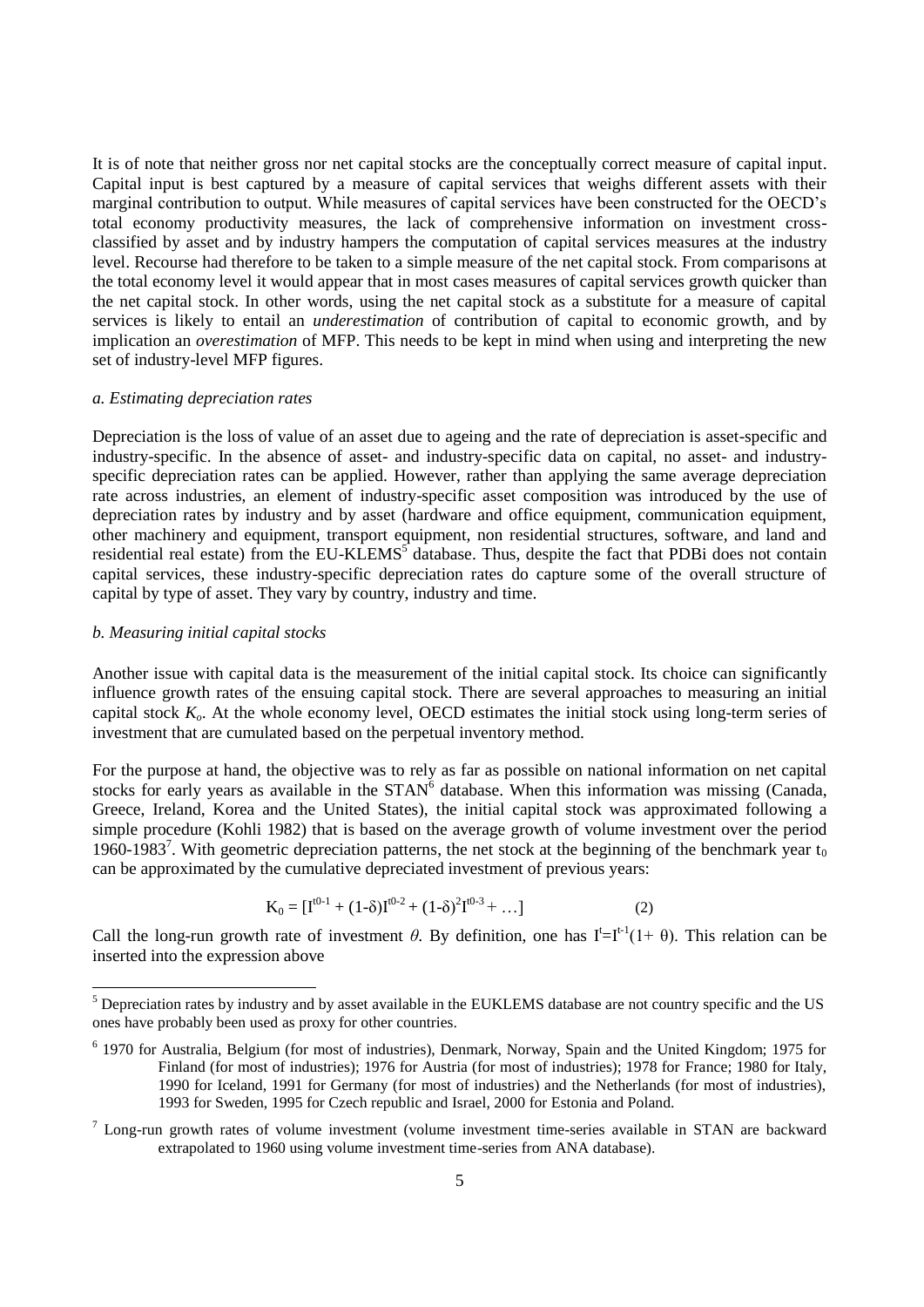It is of note that neither gross nor net capital stocks are the conceptually correct measure of capital input. Capital input is best captured by a measure of capital services that weighs different assets with their marginal contribution to output. While measures of capital services have been constructed for the OECD's total economy productivity measures, the lack of comprehensive information on investment cross-classified by asset and by industry hampers the computation of capital services measures at the industry level. Recourse had therefore to be taken to a simple measure of the net capital stock. From comparisons at the total economy level it would appear that in most cases measures of capital services growth quicker than the net capital stock. In other words, using the net capital stock as a substitute for a measure of capital services is likely to entail an *underestimation* of contribution of capital to economic growth, and by implication an *overestimation* of MFP. This needs to be kept in mind when using and interpreting the new set of industry-level MFP figures.

*a. Estimating depreciation rates*

Depreciation is the loss of value of an asset due to ageing and the rate of depreciation is asset-specific and industry-specific. In the absence of asset- and industry-specific data on capital, no asset- and industry-specific depreciation rates can be applied. However, rather than applying the same average depreciation rate across industries, an element of industry-specific asset composition was introduced by the use of depreciation rates by industry and by asset (hardware and office equipment, communication equipment, other machinery and equipment, transport equipment, non residential structures, software, and land and residential real estate) from the EU-KLEMS[5] database. Thus, despite the fact that PDBi does not contain capital services, these industry-specific depreciation rates do capture some of the overall structure of capital by type of asset. They vary by country, industry and time.

*b. Measuring initial capital stocks*

Another issue with capital data is the measurement of the initial capital stock. Its choice can significantly influence growth rates of the ensuing capital stock. There are several approaches to measuring an initial capital stock $K_o$. At the whole economy level, OECD estimates the initial stock using long-term series of investment that are cumulated based on the perpetual inventory method.

For the purpose at hand, the objective was to rely as far as possible on national information on net capital stocks for early years as available in the STAN[6] database. When this information was missing (Canada, Greece, Ireland, Korea and the United States), the initial capital stock was approximated following a simple procedure (Kohli 1982) that is based on the average growth of volume investment over the period 1960-1983[7]. With geometric depreciation patterns, the net stock at the beginning of the benchmark year $t_0$ can be approximated by the cumulative depreciated investment of previous years:

$$K_0 = [I^{t0-1} + (1-\delta)I^{t0-2} + (1-\delta)^2 I^{t0-3} + \ldots] \qquad (2)$$

Call the long-run growth rate of investment $\theta$. By definition, one has $I^t = I^{t-1}(1+\theta)$. This relation can be inserted into the expression above

---

[5] Depreciation rates by industry and by asset available in the EUKLEMS database are not country specific and the US ones have probably been used as proxy for other countries.

[6] 1970 for Australia, Belgium (for most of industries), Denmark, Norway, Spain and the United Kingdom; 1975 for Finland (for most of industries); 1976 for Austria (for most of industries); 1978 for France; 1980 for Italy, 1990 for Iceland, 1991 for Germany (for most of industries) and the Netherlands (for most of industries), 1993 for Sweden, 1995 for Czech republic and Israel, 2000 for Estonia and Poland.

[7] Long-run growth rates of volume investment (volume investment time-series available in STAN are backward extrapolated to 1960 using volume investment time-series from ANA database).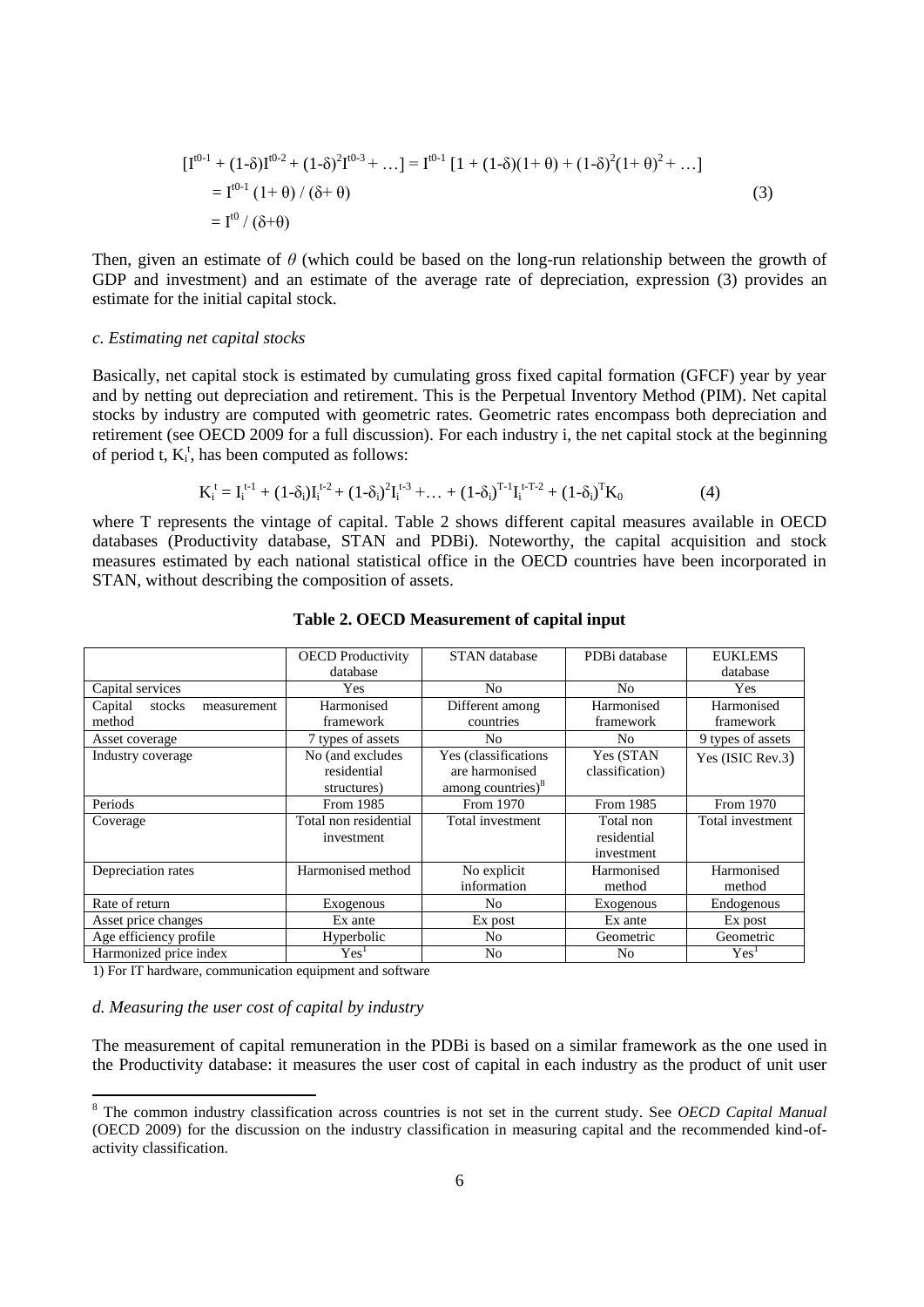$$
\begin{aligned}
[I^{t0-1} + (1-\delta)I^{t0-2} + (1-\delta)^2 I^{t0-3} + \ldots] &= I^{t0-1}\,[1 + (1-\delta)(1+\theta) + (1-\delta)^2(1+\theta)^2 + \ldots] \\
&= I^{t0-1}\,(1+\theta) / (\delta+\theta) \\
&= I^{t0} / (\delta+\theta)
\end{aligned}
\tag{3}
$$

Then, given an estimate of $\theta$ (which could be based on the long-run relationship between the growth of GDP and investment) and an estimate of the average rate of depreciation, expression (3) provides an estimate for the initial capital stock.

*c. Estimating net capital stocks*

Basically, net capital stock is estimated by cumulating gross fixed capital formation (GFCF) year by year and by netting out depreciation and retirement. This is the Perpetual Inventory Method (PIM). Net capital stocks by industry are computed with geometric rates. Geometric rates encompass both depreciation and retirement (see OECD 2009 for a full discussion). For each industry i, the net capital stock at the beginning of period t, $K_i^t$, has been computed as follows:

$$
K_i^t = I_i^{t-1} + (1-\delta_i)I_i^{t-2} + (1-\delta_i)^2 I_i^{t-3} + \ldots + (1-\delta_i)^{T-1} I_i^{t-T-2} + (1-\delta_i)^T K_0 \tag{4}
$$

where T represents the vintage of capital. Table 2 shows different capital measures available in OECD databases (Productivity database, STAN and PDBi). Noteworthy, the capital acquisition and stock measures estimated by each national statistical office in the OECD countries have been incorporated in STAN, without describing the composition of assets.

**Table 2. OECD Measurement of capital input**

| | OECD Productivity database | STAN database | PDBi database | EUKLEMS database |
|---|---|---|---|---|
| Capital services | Yes | No | No | Yes |
| Capital stocks measurement method | Harmonised framework | Different among countries | Harmonised framework | Harmonised framework |
| Asset coverage | 7 types of assets | No | No | 9 types of assets |
| Industry coverage | No (and excludes residential structures) | Yes (classifications are harmonised among countries)[8] | Yes (STAN classification) | Yes (ISIC Rev.3) |
| Periods | From 1985 | From 1970 | From 1985 | From 1970 |
| Coverage | Total non residential investment | Total investment | Total non residential investment | Total investment |
| Depreciation rates | Harmonised method | No explicit information | Harmonised method | Harmonised method |
| Rate of return | Exogenous | No | Exogenous | Endogenous |
| Asset price changes | Ex ante | Ex post | Ex ante | Ex post |
| Age efficiency profile | Hyperbolic | No | Geometric | Geometric |
| Harmonized price index | Yes[1] | No | No | Yes[1] |

1) For IT hardware, communication equipment and software

*d. Measuring the user cost of capital by industry*

The measurement of capital remuneration in the PDBi is based on a similar framework as the one used in the Productivity database: it measures the user cost of capital in each industry as the product of unit user

[8] The common industry classification across countries is not set in the current study. See *OECD Capital Manual* (OECD 2009) for the discussion on the industry classification in measuring capital and the recommended kind-of-activity classification.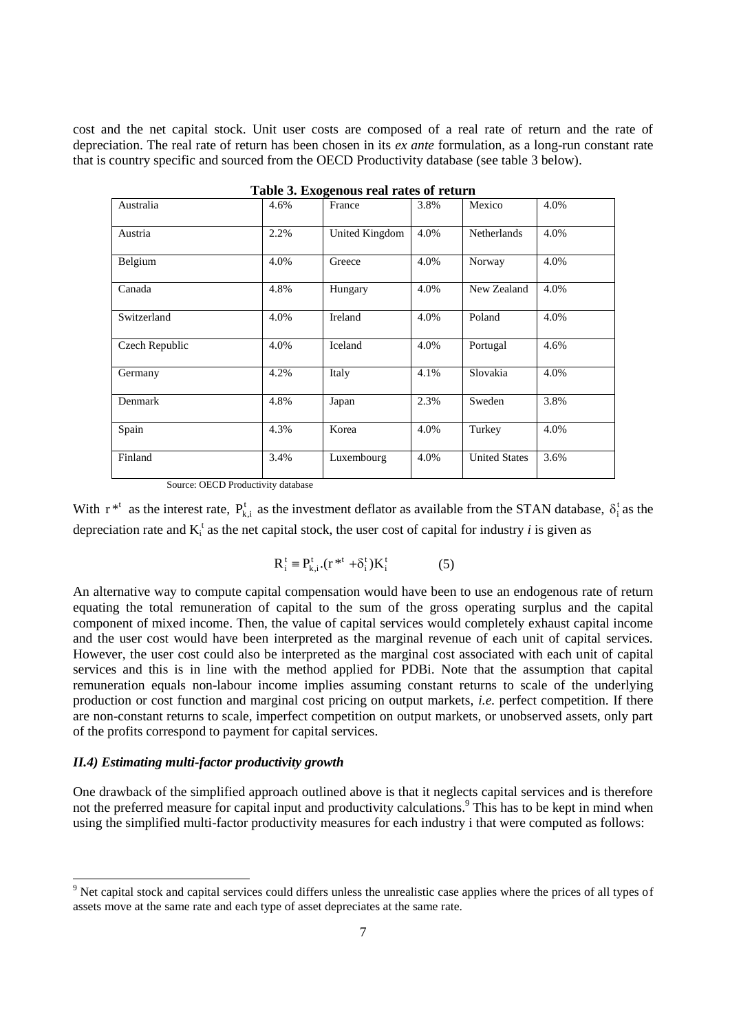cost and the net capital stock. Unit user costs are composed of a real rate of return and the rate of depreciation. The real rate of return has been chosen in its *ex ante* formulation, as a long-run constant rate that is country specific and sourced from the OECD Productivity database (see table 3 below).

**Table 3. Exogenous real rates of return**

| Australia | 4.6% | France | 3.8% | Mexico | 4.0% |
|---|---|---|---|---|---|
| Austria | 2.2% | United Kingdom | 4.0% | Netherlands | 4.0% |
| Belgium | 4.0% | Greece | 4.0% | Norway | 4.0% |
| Canada | 4.8% | Hungary | 4.0% | New Zealand | 4.0% |
| Switzerland | 4.0% | Ireland | 4.0% | Poland | 4.0% |
| Czech Republic | 4.0% | Iceland | 4.0% | Portugal | 4.6% |
| Germany | 4.2% | Italy | 4.1% | Slovakia | 4.0% |
| Denmark | 4.8% | Japan | 2.3% | Sweden | 3.8% |
| Spain | 4.3% | Korea | 4.0% | Turkey | 4.0% |
| Finland | 3.4% | Luxembourg | 4.0% | United States | 3.6% |

Source: OECD Productivity database

With $r^{*t}$ as the interest rate, $P_{k,i}^{t}$ as the investment deflator as available from the STAN database, $\delta_i^t$ as the depreciation rate and $K_i^t$ as the net capital stock, the user cost of capital for industry *i* is given as

$$R_i^t \equiv P_{k,i}^t.(r^{*t} + \delta_i^t)K_i^t \qquad (5)$$

An alternative way to compute capital compensation would have been to use an endogenous rate of return equating the total remuneration of capital to the sum of the gross operating surplus and the capital component of mixed income. Then, the value of capital services would completely exhaust capital income and the user cost would have been interpreted as the marginal revenue of each unit of capital services. However, the user cost could also be interpreted as the marginal cost associated with each unit of capital services and this is in line with the method applied for PDBi. Note that the assumption that capital remuneration equals non-labour income implies assuming constant returns to scale of the underlying production or cost function and marginal cost pricing on output markets, *i.e.* perfect competition. If there are non-constant returns to scale, imperfect competition on output markets, or unobserved assets, only part of the profits correspond to payment for capital services.

### *II.4) Estimating multi-factor productivity growth*

One drawback of the simplified approach outlined above is that it neglects capital services and is therefore not the preferred measure for capital input and productivity calculations.[9] This has to be kept in mind when using the simplified multi-factor productivity measures for each industry i that were computed as follows:

[9] Net capital stock and capital services could differs unless the unrealistic case applies where the prices of all types of assets move at the same rate and each type of asset depreciates at the same rate.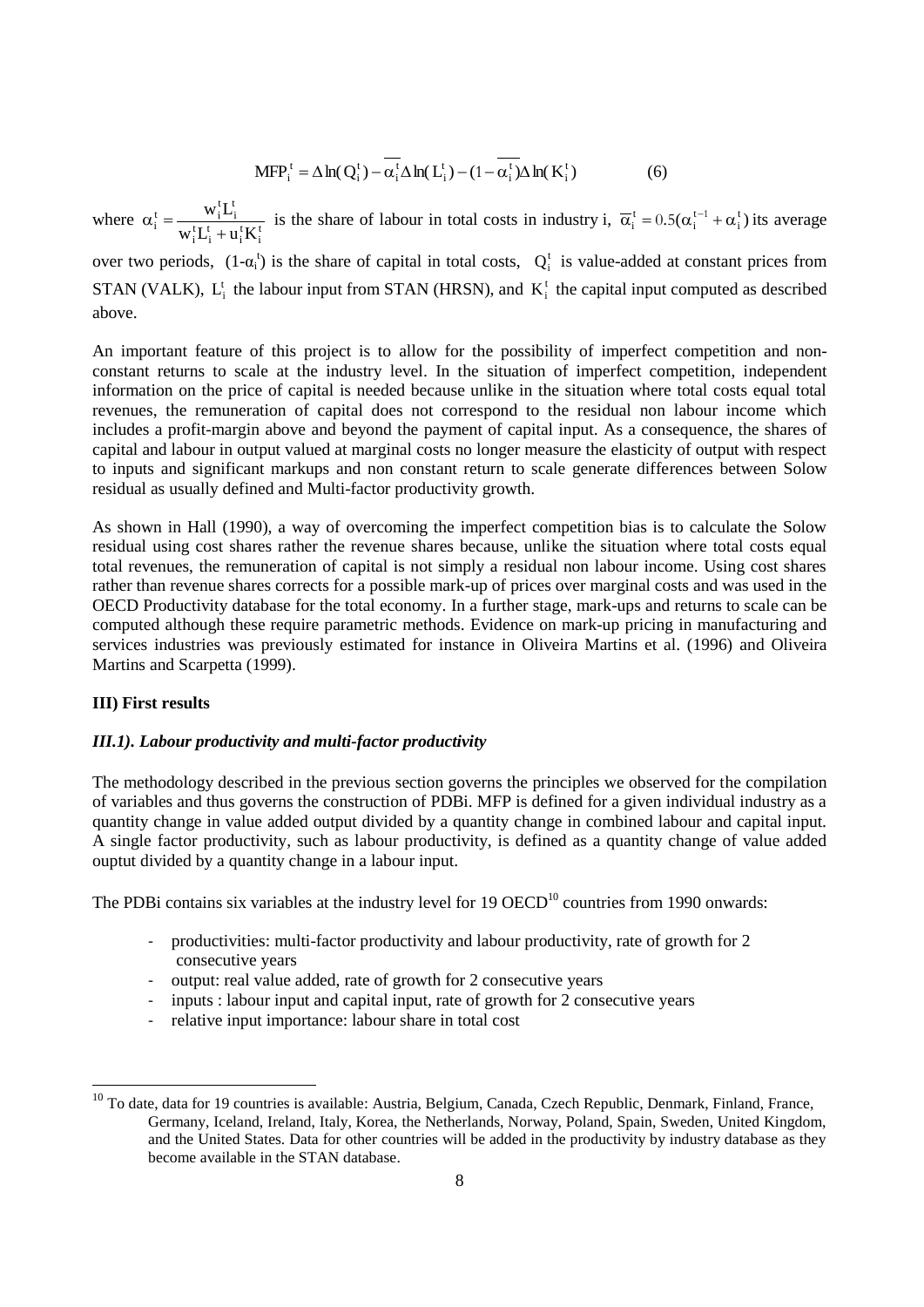$$MFP_i^t = \Delta \ln(Q_i^t) - \overline{\alpha_i^t} \Delta \ln(L_i^t) - (1 - \overline{\alpha_i^t}) \Delta \ln(K_i^t) \qquad (6)$$

where $\alpha_i^t = \frac{w_i^t L_i^t}{w_i^t L_i^t + u_i^t K_i^t}$ is the share of labour in total costs in industry i, $\overline{\alpha}_i^t = 0.5(\alpha_i^{t-1} + \alpha_i^t)$ its average over two periods, $(1-\alpha_i^t)$ is the share of capital in total costs, $Q_i^t$ is value-added at constant prices from STAN (VALK), $L_i^t$ the labour input from STAN (HRSN), and $K_i^t$ the capital input computed as described above.

An important feature of this project is to allow for the possibility of imperfect competition and non-constant returns to scale at the industry level. In the situation of imperfect competition, independent information on the price of capital is needed because unlike in the situation where total costs equal total revenues, the remuneration of capital does not correspond to the residual non labour income which includes a profit-margin above and beyond the payment of capital input. As a consequence, the shares of capital and labour in output valued at marginal costs no longer measure the elasticity of output with respect to inputs and significant markups and non constant return to scale generate differences between Solow residual as usually defined and Multi-factor productivity growth.

As shown in Hall (1990), a way of overcoming the imperfect competition bias is to calculate the Solow residual using cost shares rather the revenue shares because, unlike the situation where total costs equal total revenues, the remuneration of capital is not simply a residual non labour income. Using cost shares rather than revenue shares corrects for a possible mark-up of prices over marginal costs and was used in the OECD Productivity database for the total economy. In a further stage, mark-ups and returns to scale can be computed although these require parametric methods. Evidence on mark-up pricing in manufacturing and services industries was previously estimated for instance in Oliveira Martins et al. (1996) and Oliveira Martins and Scarpetta (1999).

## III) First results

### *III.1). Labour productivity and multi-factor productivity*

The methodology described in the previous section governs the principles we observed for the compilation of variables and thus governs the construction of PDBi. MFP is defined for a given individual industry as a quantity change in value added output divided by a quantity change in combined labour and capital input. A single factor productivity, such as labour productivity, is defined as a quantity change of value added ouptut divided by a quantity change in a labour input.

The PDBi contains six variables at the industry level for 19 OECD[10] countries from 1990 onwards:

- productivities: multi-factor productivity and labour productivity, rate of growth for 2 consecutive years
- output: real value added, rate of growth for 2 consecutive years
- inputs : labour input and capital input, rate of growth for 2 consecutive years
- relative input importance: labour share in total cost

[10] To date, data for 19 countries is available: Austria, Belgium, Canada, Czech Republic, Denmark, Finland, France, Germany, Iceland, Ireland, Italy, Korea, the Netherlands, Norway, Poland, Spain, Sweden, United Kingdom, and the United States. Data for other countries will be added in the productivity by industry database as they become available in the STAN database.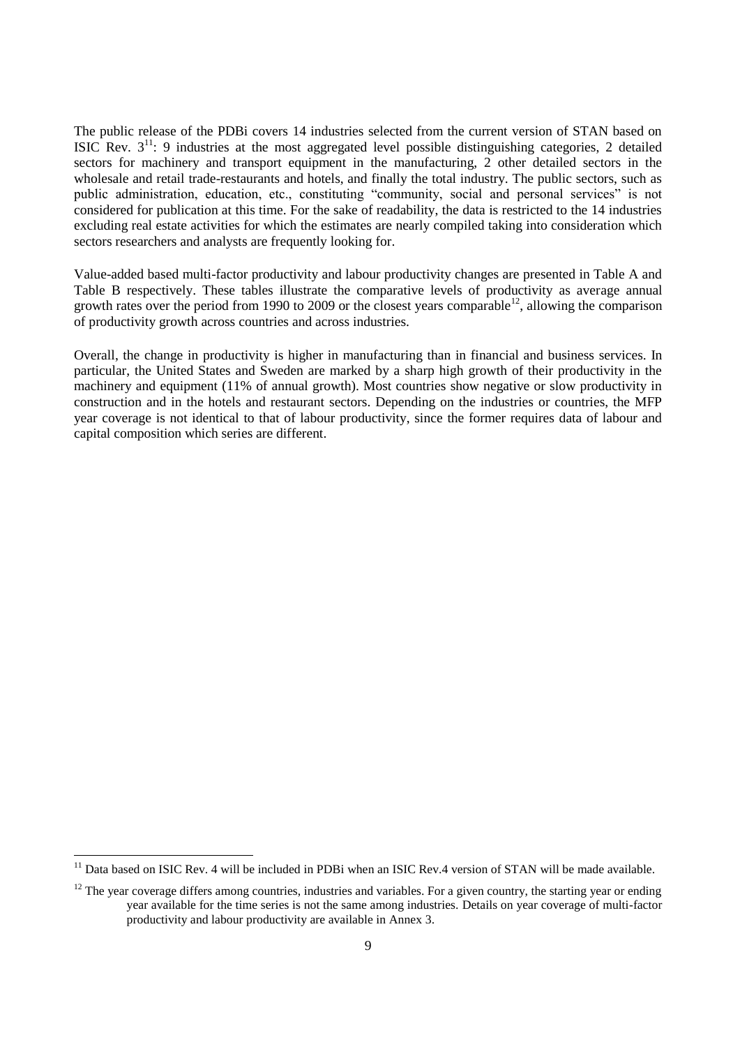The public release of the PDBi covers 14 industries selected from the current version of STAN based on ISIC Rev. 3[11]: 9 industries at the most aggregated level possible distinguishing categories, 2 detailed sectors for machinery and transport equipment in the manufacturing, 2 other detailed sectors in the wholesale and retail trade-restaurants and hotels, and finally the total industry. The public sectors, such as public administration, education, etc., constituting "community, social and personal services" is not considered for publication at this time. For the sake of readability, the data is restricted to the 14 industries excluding real estate activities for which the estimates are nearly compiled taking into consideration which sectors researchers and analysts are frequently looking for.

Value-added based multi-factor productivity and labour productivity changes are presented in Table A and Table B respectively. These tables illustrate the comparative levels of productivity as average annual growth rates over the period from 1990 to 2009 or the closest years comparable[12], allowing the comparison of productivity growth across countries and across industries.

Overall, the change in productivity is higher in manufacturing than in financial and business services. In particular, the United States and Sweden are marked by a sharp high growth of their productivity in the machinery and equipment (11% of annual growth). Most countries show negative or slow productivity in construction and in the hotels and restaurant sectors. Depending on the industries or countries, the MFP year coverage is not identical to that of labour productivity, since the former requires data of labour and capital composition which series are different.

[11] Data based on ISIC Rev. 4 will be included in PDBi when an ISIC Rev.4 version of STAN will be made available.

[12] The year coverage differs among countries, industries and variables. For a given country, the starting year or ending year available for the time series is not the same among industries. Details on year coverage of multi-factor productivity and labour productivity are available in Annex 3.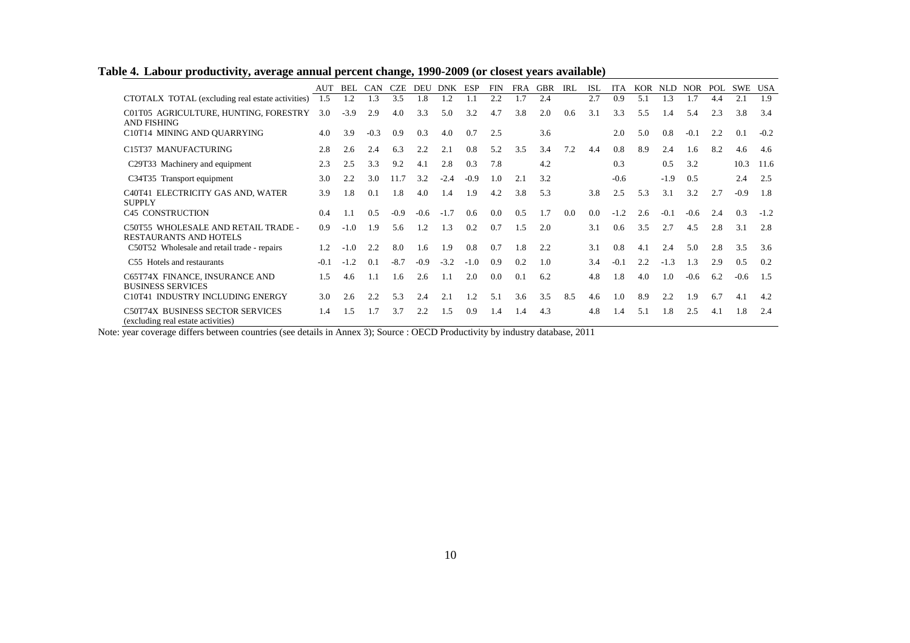**Table 4. Labour productivity, average annual percent change, 1990-2009 (or closest years available)**

| | AUT | BEL | CAN | CZE | DEU | DNK | ESP | FIN | FRA | GBR | IRL | ISL | ITA | KOR | NLD | NOR | POL | SWE | USA |
|---|---|---|---|---|---|---|---|---|---|---|---|---|---|---|---|---|---|---|---|
| CTOTALX TOTAL (excluding real estate activities) | 1.5 | 1.2 | 1.3 | 3.5 | 1.8 | 1.2 | 1.1 | 2.2 | 1.7 | 2.4 | | 2.7 | 0.9 | 5.1 | 1.3 | 1.7 | 4.4 | 2.1 | 1.9 |
| C01T05 AGRICULTURE, HUNTING, FORESTRY AND FISHING | 3.0 | -3.9 | 2.9 | 4.0 | 3.3 | 5.0 | 3.2 | 4.7 | 3.8 | 2.0 | 0.6 | 3.1 | 3.3 | 5.5 | 1.4 | 5.4 | 2.3 | 3.8 | 3.4 |
| C10T14 MINING AND QUARRYING | 4.0 | 3.9 | -0.3 | 0.9 | 0.3 | 4.0 | 0.7 | 2.5 | | 3.6 | | | 2.0 | 5.0 | 0.8 | -0.1 | 2.2 | 0.1 | -0.2 |
| C15T37 MANUFACTURING | 2.8 | 2.6 | 2.4 | 6.3 | 2.2 | 2.1 | 0.8 | 5.2 | 3.5 | 3.4 | 7.2 | 4.4 | 0.8 | 8.9 | 2.4 | 1.6 | 8.2 | 4.6 | 4.6 |
| C29T33 Machinery and equipment | 2.3 | 2.5 | 3.3 | 9.2 | 4.1 | 2.8 | 0.3 | 7.8 | | 4.2 | | | 0.3 | | 0.5 | 3.2 | | 10.3 | 11.6 |
| C34T35 Transport equipment | 3.0 | 2.2 | 3.0 | 11.7 | 3.2 | -2.4 | -0.9 | 1.0 | 2.1 | 3.2 | | | -0.6 | | -1.9 | 0.5 | | 2.4 | 2.5 |
| C40T41 ELECTRICITY GAS AND, WATER SUPPLY | 3.9 | 1.8 | 0.1 | 1.8 | 4.0 | 1.4 | 1.9 | 4.2 | 3.8 | 5.3 | | 3.8 | 2.5 | 5.3 | 3.1 | 3.2 | 2.7 | -0.9 | 1.8 |
| C45 CONSTRUCTION | 0.4 | 1.1 | 0.5 | -0.9 | -0.6 | -1.7 | 0.6 | 0.0 | 0.5 | 1.7 | 0.0 | 0.0 | -1.2 | 2.6 | -0.1 | -0.6 | 2.4 | 0.3 | -1.2 |
| C50T55 WHOLESALE AND RETAIL TRADE - RESTAURANTS AND HOTELS | 0.9 | -1.0 | 1.9 | 5.6 | 1.2 | 1.3 | 0.2 | 0.7 | 1.5 | 2.0 | | 3.1 | 0.6 | 3.5 | 2.7 | 4.5 | 2.8 | 3.1 | 2.8 |
| C50T52 Wholesale and retail trade - repairs | 1.2 | -1.0 | 2.2 | 8.0 | 1.6 | 1.9 | 0.8 | 0.7 | 1.8 | 2.2 | | 3.1 | 0.8 | 4.1 | 2.4 | 5.0 | 2.8 | 3.5 | 3.6 |
| C55 Hotels and restaurants | -0.1 | -1.2 | 0.1 | -8.7 | -0.9 | -3.2 | -1.0 | 0.9 | 0.2 | 1.0 | | 3.4 | -0.1 | 2.2 | -1.3 | 1.3 | 2.9 | 0.5 | 0.2 |
| C65T74X FINANCE, INSURANCE AND BUSINESS SERVICES | 1.5 | 4.6 | 1.1 | 1.6 | 2.6 | 1.1 | 2.0 | 0.0 | 0.1 | 6.2 | | 4.8 | 1.8 | 4.0 | 1.0 | -0.6 | 6.2 | -0.6 | 1.5 |
| C10T41 INDUSTRY INCLUDING ENERGY | 3.0 | 2.6 | 2.2 | 5.3 | 2.4 | 2.1 | 1.2 | 5.1 | 3.6 | 3.5 | 8.5 | 4.6 | 1.0 | 8.9 | 2.2 | 1.9 | 6.7 | 4.1 | 4.2 |
| C50T74X BUSINESS SECTOR SERVICES (excluding real estate activities) | 1.4 | 1.5 | 1.7 | 3.7 | 2.2 | 1.5 | 0.9 | 1.4 | 1.4 | 4.3 | | 4.8 | 1.4 | 5.1 | 1.8 | 2.5 | 4.1 | 1.8 | 2.4 |

Note: year coverage differs between countries (see details in Annex 3); Source : OECD Productivity by industry database, 2011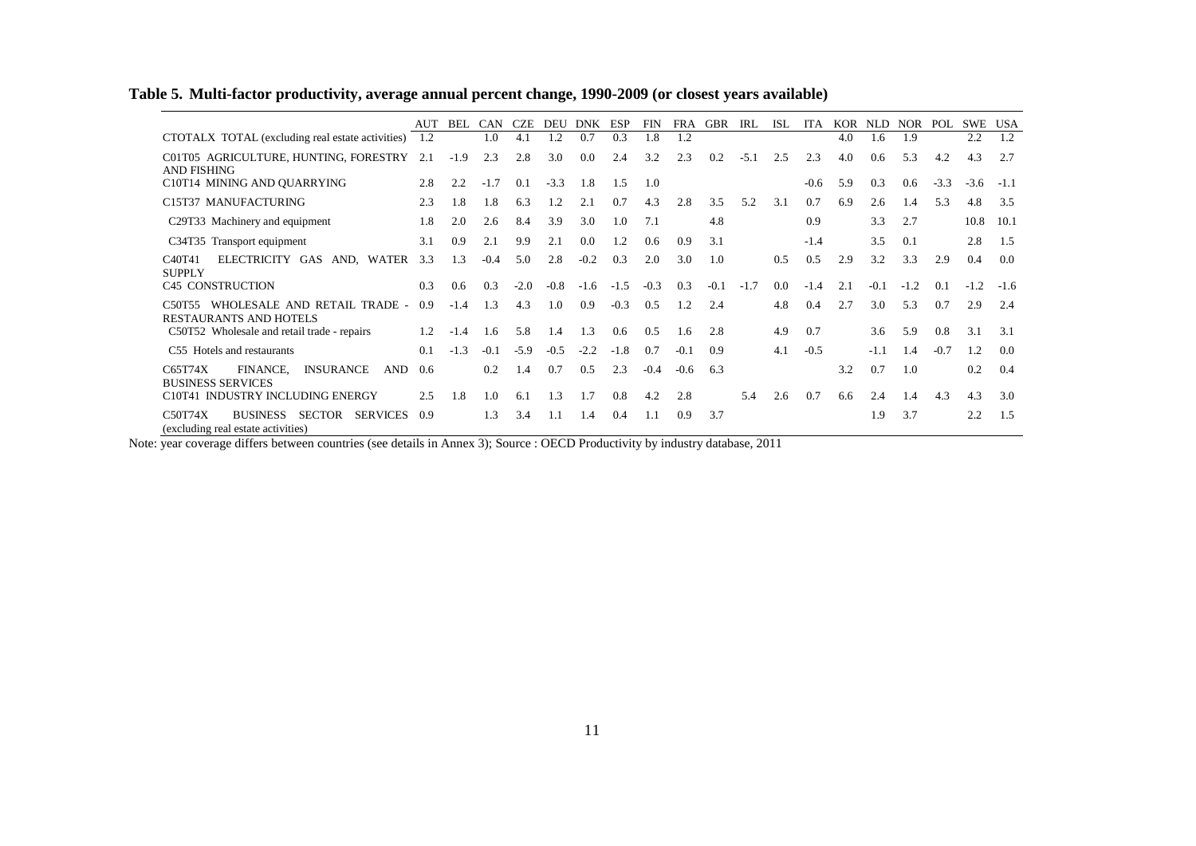**Table 5. Multi-factor productivity, average annual percent change, 1990-2009 (or closest years available)**

| | AUT | BEL | CAN | CZE | DEU | DNK | ESP | FIN | FRA | GBR | IRL | ISL | ITA | KOR | NLD | NOR | POL | SWE | USA |
|---|---|---|---|---|---|---|---|---|---|---|---|---|---|---|---|---|---|---|---|
| CTOTALX TOTAL (excluding real estate activities) | 1.2 | | 1.0 | 4.1 | 1.2 | 0.7 | 0.3 | 1.8 | 1.2 | | | | | 4.0 | 1.6 | 1.9 | | 2.2 | 1.2 |
| C01T05 AGRICULTURE, HUNTING, FORESTRY AND FISHING | 2.1 | -1.9 | 2.3 | 2.8 | 3.0 | 0.0 | 2.4 | 3.2 | 2.3 | 0.2 | -5.1 | 2.5 | 2.3 | 4.0 | 0.6 | 5.3 | 4.2 | 4.3 | 2.7 |
| C10T14 MINING AND QUARRYING | 2.8 | 2.2 | -1.7 | 0.1 | -3.3 | 1.8 | 1.5 | 1.0 | | | | | -0.6 | 5.9 | 0.3 | 0.6 | -3.3 | -3.6 | -1.1 |
| C15T37 MANUFACTURING | 2.3 | 1.8 | 1.8 | 6.3 | 1.2 | 2.1 | 0.7 | 4.3 | 2.8 | 3.5 | 5.2 | 3.1 | 0.7 | 6.9 | 2.6 | 1.4 | 5.3 | 4.8 | 3.5 |
| C29T33 Machinery and equipment | 1.8 | 2.0 | 2.6 | 8.4 | 3.9 | 3.0 | 1.0 | 7.1 | | 4.8 | | | 0.9 | | 3.3 | 2.7 | | 10.8 | 10.1 |
| C34T35 Transport equipment | 3.1 | 0.9 | 2.1 | 9.9 | 2.1 | 0.0 | 1.2 | 0.6 | 0.9 | 3.1 | | | -1.4 | | 3.5 | 0.1 | | 2.8 | 1.5 |
| C40T41 ELECTRICITY GAS AND, WATER SUPPLY | 3.3 | 1.3 | -0.4 | 5.0 | 2.8 | -0.2 | 0.3 | 2.0 | 3.0 | 1.0 | | 0.5 | 0.5 | 2.9 | 3.2 | 3.3 | 2.9 | 0.4 | 0.0 |
| C45 CONSTRUCTION | 0.3 | 0.6 | 0.3 | -2.0 | -0.8 | -1.6 | -1.5 | -0.3 | 0.3 | -0.1 | -1.7 | 0.0 | -1.4 | 2.1 | -0.1 | -1.2 | 0.1 | -1.2 | -1.6 |
| C50T55 WHOLESALE AND RETAIL TRADE - RESTAURANTS AND HOTELS | 0.9 | -1.4 | 1.3 | 4.3 | 1.0 | 0.9 | -0.3 | 0.5 | 1.2 | 2.4 | | 4.8 | 0.4 | 2.7 | 3.0 | 5.3 | 0.7 | 2.9 | 2.4 |
| C50T52 Wholesale and retail trade - repairs | 1.2 | -1.4 | 1.6 | 5.8 | 1.4 | 1.3 | 0.6 | 0.5 | 1.6 | 2.8 | | 4.9 | 0.7 | | 3.6 | 5.9 | 0.8 | 3.1 | 3.1 |
| C55 Hotels and restaurants | 0.1 | -1.3 | -0.1 | -5.9 | -0.5 | -2.2 | -1.8 | 0.7 | -0.1 | 0.9 | | 4.1 | -0.5 | | -1.1 | 1.4 | -0.7 | 1.2 | 0.0 |
| C65T74X FINANCE, INSURANCE AND BUSINESS SERVICES | 0.6 | | 0.2 | 1.4 | 0.7 | 0.5 | 2.3 | -0.4 | -0.6 | 6.3 | | | | 3.2 | 0.7 | 1.0 | | 0.2 | 0.4 |
| C10T41 INDUSTRY INCLUDING ENERGY | 2.5 | 1.8 | 1.0 | 6.1 | 1.3 | 1.7 | 0.8 | 4.2 | 2.8 | | 5.4 | 2.6 | 0.7 | 6.6 | 2.4 | 1.4 | 4.3 | 4.3 | 3.0 |
| C50T74X BUSINESS SECTOR SERVICES (excluding real estate activities) | 0.9 | | 1.3 | 3.4 | 1.1 | 1.4 | 0.4 | 1.1 | 0.9 | 3.7 | | | | | 1.9 | 3.7 | | 2.2 | 1.5 |

Note: year coverage differs between countries (see details in Annex 3); Source : OECD Productivity by industry database, 2011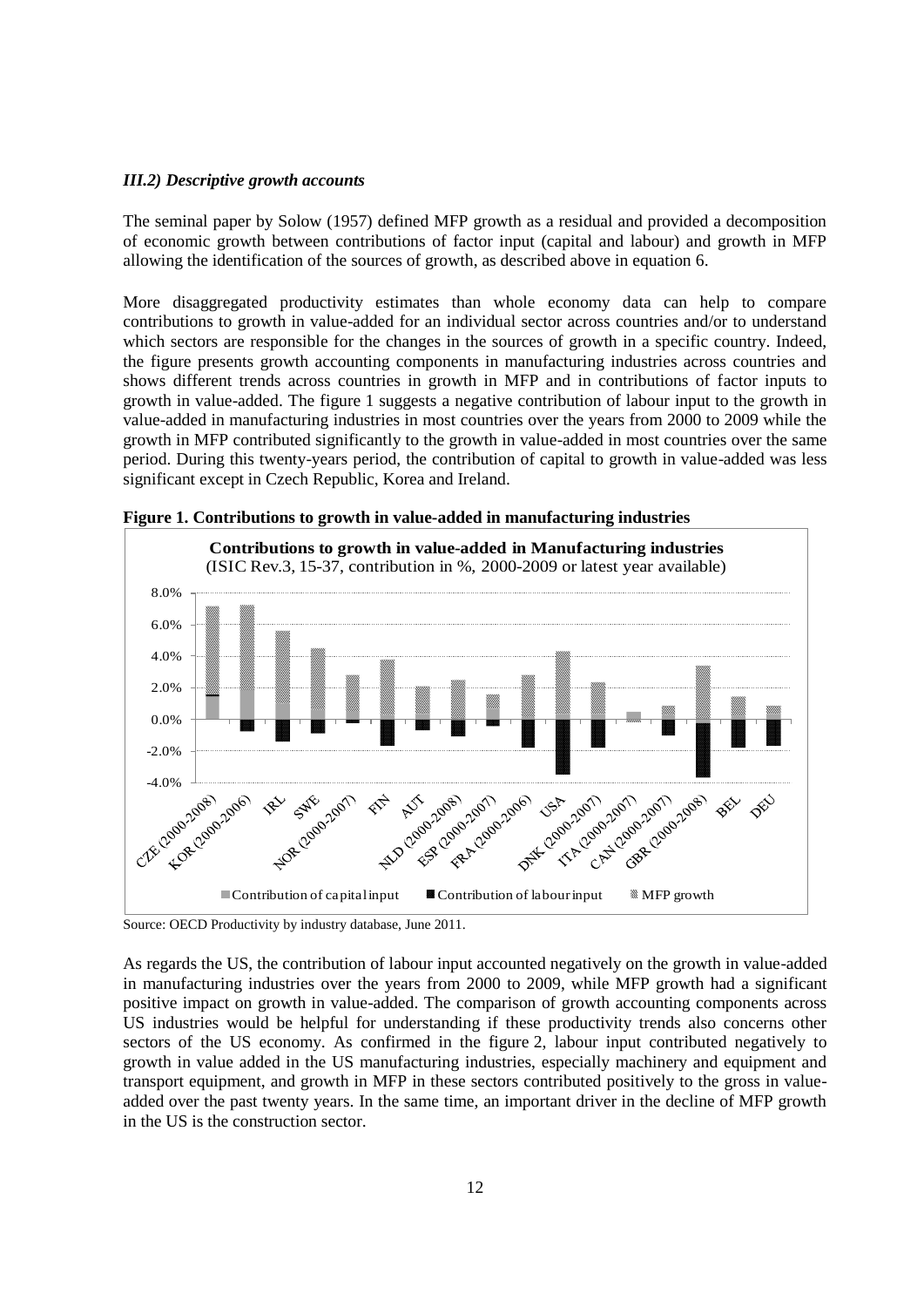### *III.2) Descriptive growth accounts*

The seminal paper by Solow (1957) defined MFP growth as a residual and provided a decomposition of economic growth between contributions of factor input (capital and labour) and growth in MFP allowing the identification of the sources of growth, as described above in equation 6.

More disaggregated productivity estimates than whole economy data can help to compare contributions to growth in value-added for an individual sector across countries and/or to understand which sectors are responsible for the changes in the sources of growth in a specific country. Indeed, the figure presents growth accounting components in manufacturing industries across countries and shows different trends across countries in growth in MFP and in contributions of factor inputs to growth in value-added. The figure 1 suggests a negative contribution of labour input to the growth in value-added in manufacturing industries in most countries over the years from 2000 to 2009 while the growth in MFP contributed significantly to the growth in value-added in most countries over the same period. During this twenty-years period, the contribution of capital to growth in value-added was less significant except in Czech Republic, Korea and Ireland.

**Figure 1. Contributions to growth in value-added in manufacturing industries**

**Contributions to growth in value-added in Manufacturing industries**
(ISIC Rev.3, 15-37, contribution in %, 2000-2009 or latest year available)

Countries: CZE (2000-2008), KOR (2000-2006), IRL, SWE, NOR (2000-2007), FIN, AUT, NLD (2000-2008), ESP (2000-2007), FRA (2000-2006), USA, DNK (2000-2007), ITA (2000-2007), CAN (2000-2007), GBR (2000-2008), BEL, DEU

Legend: Contribution of capital input; Contribution of labour input; MFP growth

Source: OECD Productivity by industry database, June 2011.

As regards the US, the contribution of labour input accounted negatively on the growth in value-added in manufacturing industries over the years from 2000 to 2009, while MFP growth had a significant positive impact on growth in value-added. The comparison of growth accounting components across US industries would be helpful for understanding if these productivity trends also concerns other sectors of the US economy. As confirmed in the figure 2, labour input contributed negatively to growth in value added in the US manufacturing industries, especially machinery and equipment and transport equipment, and growth in MFP in these sectors contributed positively to the gross in value-added over the past twenty years. In the same time, an important driver in the decline of MFP growth in the US is the construction sector.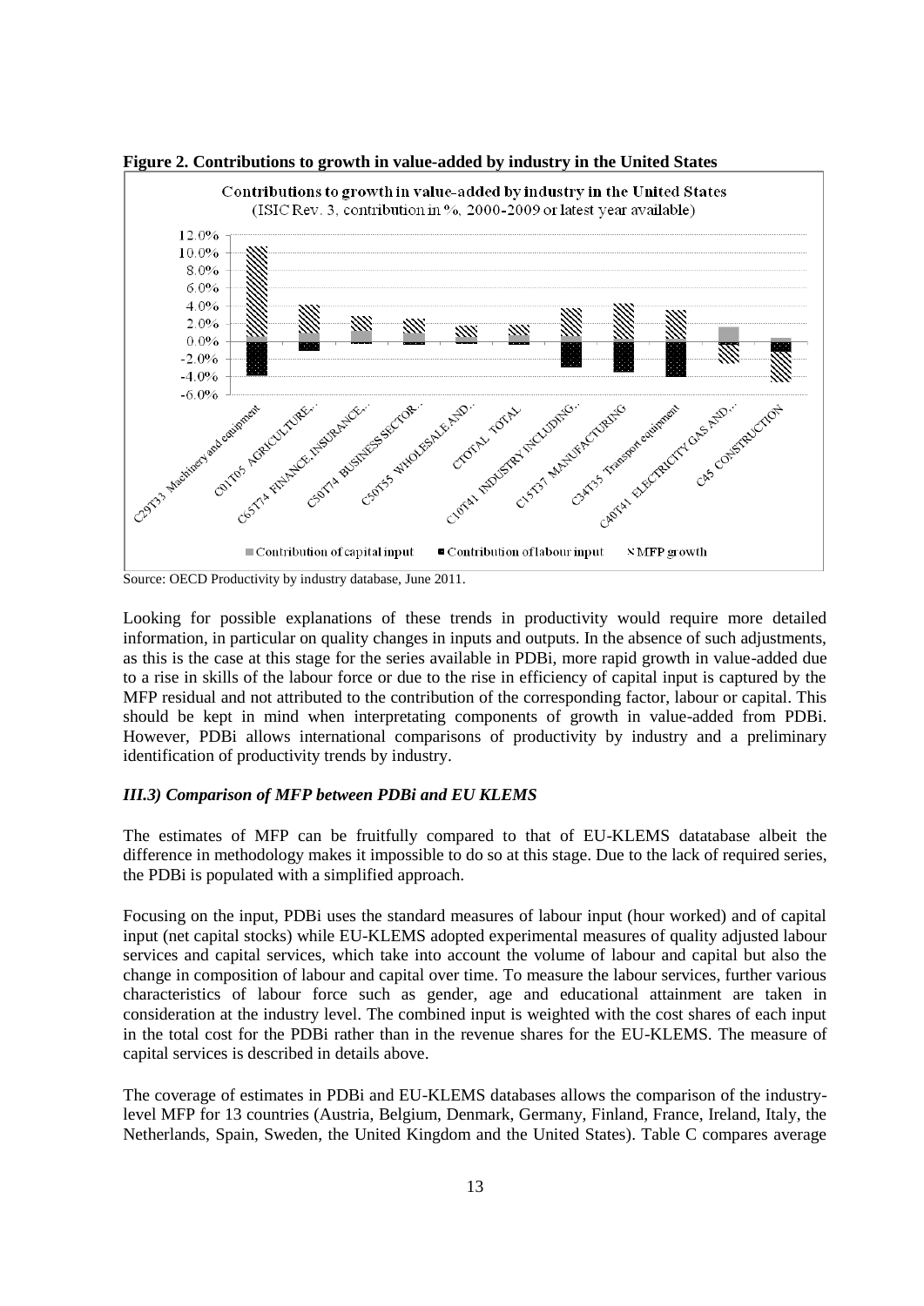**Figure 2. Contributions to growth in value-added by industry in the United States**

Source: OECD Productivity by industry database, June 2011.

Looking for possible explanations of these trends in productivity would require more detailed information, in particular on quality changes in inputs and outputs. In the absence of such adjustments, as this is the case at this stage for the series available in PDBi, more rapid growth in value-added due to a rise in skills of the labour force or due to the rise in efficiency of capital input is captured by the MFP residual and not attributed to the contribution of the corresponding factor, labour or capital. This should be kept in mind when interpretating components of growth in value-added from PDBi. However, PDBi allows international comparisons of productivity by industry and a preliminary identification of productivity trends by industry.

### *III.3) Comparison of MFP between PDBi and EU KLEMS*

The estimates of MFP can be fruitfully compared to that of EU-KLEMS datatabase albeit the difference in methodology makes it impossible to do so at this stage. Due to the lack of required series, the PDBi is populated with a simplified approach.

Focusing on the input, PDBi uses the standard measures of labour input (hour worked) and of capital input (net capital stocks) while EU-KLEMS adopted experimental measures of quality adjusted labour services and capital services, which take into account the volume of labour and capital but also the change in composition of labour and capital over time. To measure the labour services, further various characteristics of labour force such as gender, age and educational attainment are taken in consideration at the industry level. The combined input is weighted with the cost shares of each input in the total cost for the PDBi rather than in the revenue shares for the EU-KLEMS. The measure of capital services is described in details above.

The coverage of estimates in PDBi and EU-KLEMS databases allows the comparison of the industry-level MFP for 13 countries (Austria, Belgium, Denmark, Germany, Finland, France, Ireland, Italy, the Netherlands, Spain, Sweden, the United Kingdom and the United States). Table C compares average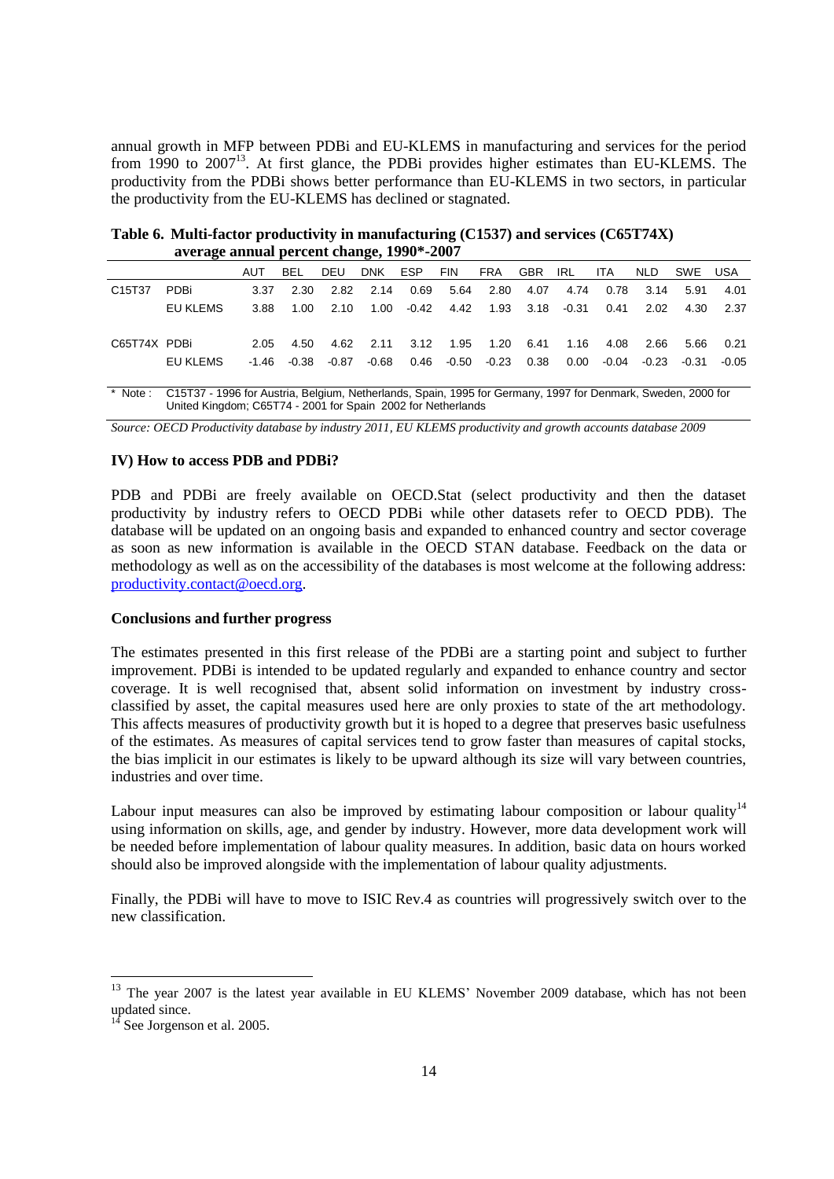annual growth in MFP between PDBi and EU-KLEMS in manufacturing and services for the period from 1990 to 2007[13]. At first glance, the PDBi provides higher estimates than EU-KLEMS. The productivity from the PDBi shows better performance than EU-KLEMS in two sectors, in particular the productivity from the EU-KLEMS has declined or stagnated.

**Table 6. Multi-factor productivity in manufacturing (C1537) and services (C65T74X) average annual percent change, 1990*-2007**

| | | AUT | BEL | DEU | DNK | ESP | FIN | FRA | GBR | IRL | ITA | NLD | SWE | USA |
|---|---|---|---|---|---|---|---|---|---|---|---|---|---|---|
| C15T37 | PDBi | 3.37 | 2.30 | 2.82 | 2.14 | 0.69 | 5.64 | 2.80 | 4.07 | 4.74 | 0.78 | 3.14 | 5.91 | 4.01 |
| | EU KLEMS | 3.88 | 1.00 | 2.10 | 1.00 | -0.42 | 4.42 | 1.93 | 3.18 | -0.31 | 0.41 | 2.02 | 4.30 | 2.37 |
| C65T74X | PDBi | 2.05 | 4.50 | 4.62 | 2.11 | 3.12 | 1.95 | 1.20 | 6.41 | 1.16 | 4.08 | 2.66 | 5.66 | 0.21 |
| | EU KLEMS | -1.46 | -0.38 | -0.87 | -0.68 | 0.46 | -0.50 | -0.23 | 0.38 | 0.00 | -0.04 | -0.23 | -0.31 | -0.05 |

\* Note : C15T37 - 1996 for Austria, Belgium, Netherlands, Spain, 1995 for Germany, 1997 for Denmark, Sweden, 2000 for United Kingdom; C65T74 - 2001 for Spain 2002 for Netherlands

*Source: OECD Productivity database by industry 2011, EU KLEMS productivity and growth accounts database 2009*

### IV) How to access PDB and PDBi?

PDB and PDBi are freely available on OECD.Stat (select productivity and then the dataset productivity by industry refers to OECD PDBi while other datasets refer to OECD PDB). The database will be updated on an ongoing basis and expanded to enhanced country and sector coverage as soon as new information is available in the OECD STAN database. Feedback on the data or methodology as well as on the accessibility of the databases is most welcome at the following address: productivity.contact@oecd.org.

### Conclusions and further progress

The estimates presented in this first release of the PDBi are a starting point and subject to further improvement. PDBi is intended to be updated regularly and expanded to enhance country and sector coverage. It is well recognised that, absent solid information on investment by industry cross-classified by asset, the capital measures used here are only proxies to state of the art methodology. This affects measures of productivity growth but it is hoped to a degree that preserves basic usefulness of the estimates. As measures of capital services tend to grow faster than measures of capital stocks, the bias implicit in our estimates is likely to be upward although its size will vary between countries, industries and over time.

Labour input measures can also be improved by estimating labour composition or labour quality[14] using information on skills, age, and gender by industry. However, more data development work will be needed before implementation of labour quality measures. In addition, basic data on hours worked should also be improved alongside with the implementation of labour quality adjustments.

Finally, the PDBi will have to move to ISIC Rev.4 as countries will progressively switch over to the new classification.

[13] The year 2007 is the latest year available in EU KLEMS' November 2009 database, which has not been updated since.

[14] See Jorgenson et al. 2005.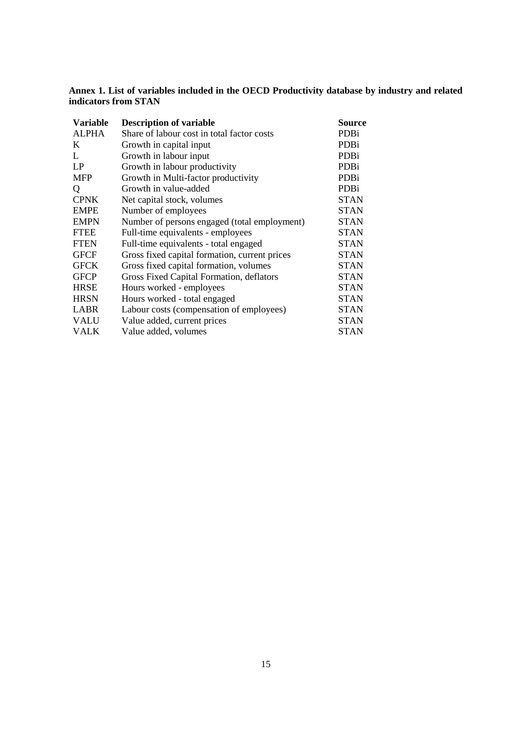**Annex 1. List of variables included in the OECD Productivity database by industry and related indicators from STAN**

| Variable | Description of variable | Source |
|---|---|---|
| ALPHA | Share of labour cost in total factor costs | PDBi |
| K | Growth in capital input | PDBi |
| L | Growth in labour input | PDBi |
| LP | Growth in labour productivity | PDBi |
| MFP | Growth in Multi-factor productivity | PDBi |
| Q | Growth in value-added | PDBi |
| CPNK | Net capital stock, volumes | STAN |
| EMPE | Number of employees | STAN |
| EMPN | Number of persons engaged (total employment) | STAN |
| FTEE | Full-time equivalents - employees | STAN |
| FTEN | Full-time equivalents - total engaged | STAN |
| GFCF | Gross fixed capital formation, current prices | STAN |
| GFCK | Gross fixed capital formation, volumes | STAN |
| GFCP | Gross Fixed Capital Formation, deflators | STAN |
| HRSE | Hours worked - employees | STAN |
| HRSN | Hours worked - total engaged | STAN |
| LABR | Labour costs (compensation of employees) | STAN |
| VALU | Value added, current prices | STAN |
| VALK | Value added, volumes | STAN |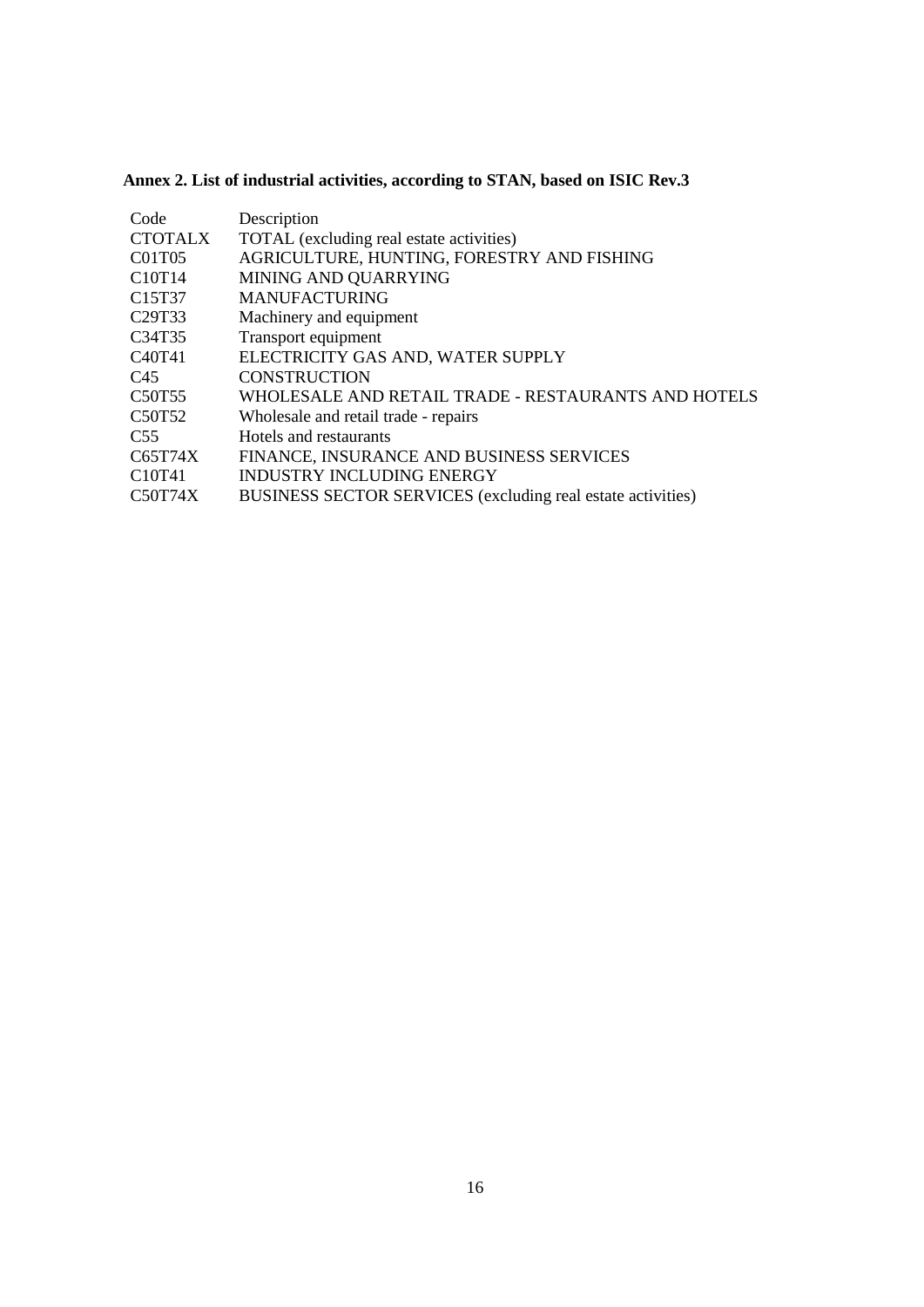**Annex 2. List of industrial activities, according to STAN, based on ISIC Rev.3**

| Code | Description |
|---|---|
| CTOTALX | TOTAL (excluding real estate activities) |
| C01T05 | AGRICULTURE, HUNTING, FORESTRY AND FISHING |
| C10T14 | MINING AND QUARRYING |
| C15T37 | MANUFACTURING |
| C29T33 | Machinery and equipment |
| C34T35 | Transport equipment |
| C40T41 | ELECTRICITY GAS AND, WATER SUPPLY |
| C45 | CONSTRUCTION |
| C50T55 | WHOLESALE AND RETAIL TRADE - RESTAURANTS AND HOTELS |
| C50T52 | Wholesale and retail trade - repairs |
| C55 | Hotels and restaurants |
| C65T74X | FINANCE, INSURANCE AND BUSINESS SERVICES |
| C10T41 | INDUSTRY INCLUDING ENERGY |
| C50T74X | BUSINESS SECTOR SERVICES (excluding real estate activities) |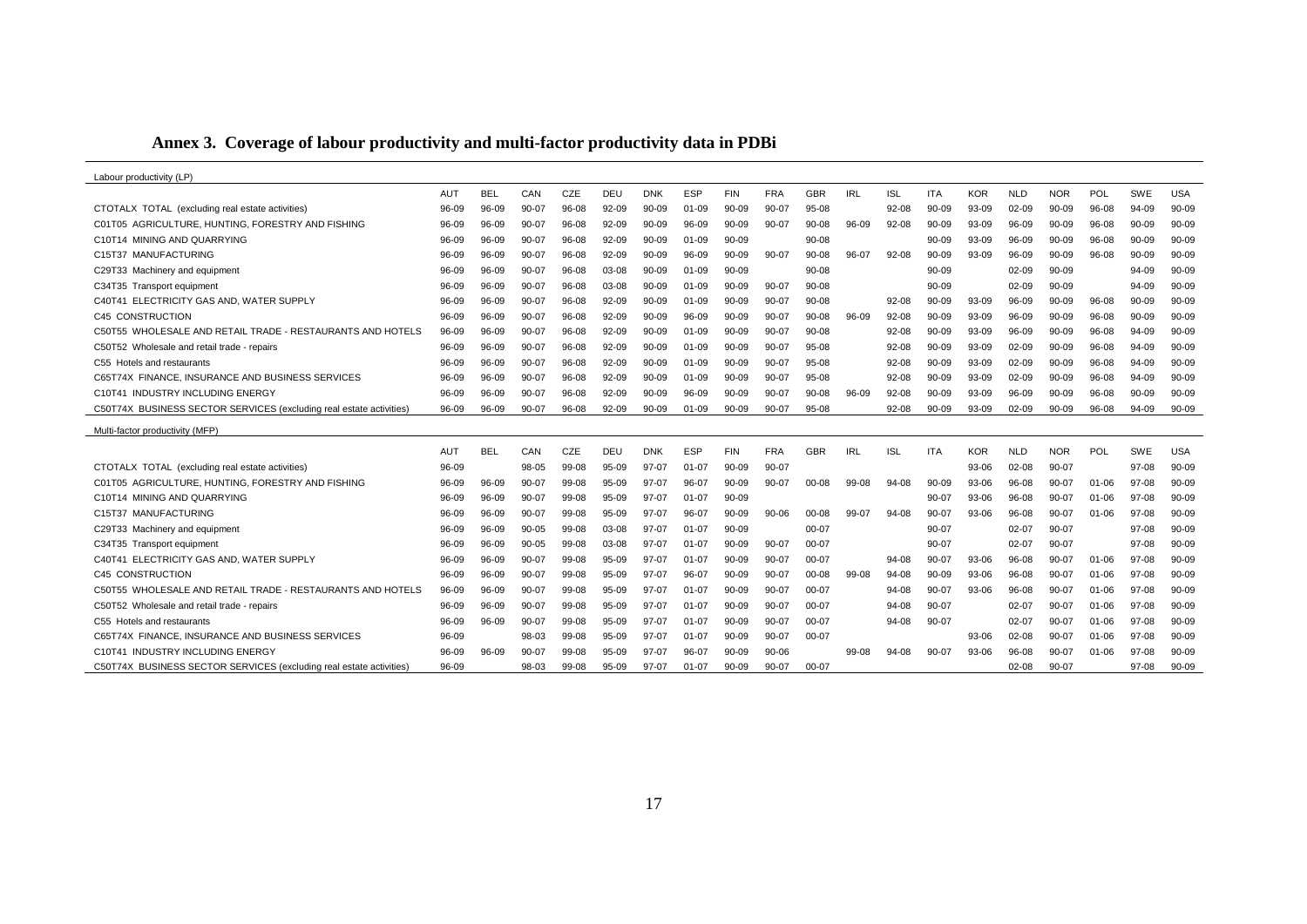# Annex 3. Coverage of labour productivity and multi-factor productivity data in PDBi

Labour productivity (LP)

| | AUT | BEL | CAN | CZE | DEU | DNK | ESP | FIN | FRA | GBR | IRL | ISL | ITA | KOR | NLD | NOR | POL | SWE | USA |
|---|---|---|---|---|---|---|---|---|---|---|---|---|---|---|---|---|---|---|---|
| CTOTALX TOTAL (excluding real estate activities) | 96-09 | 96-09 | 90-07 | 96-08 | 92-09 | 90-09 | 01-09 | 90-09 | 90-07 | 95-08 | | 92-08 | 90-09 | 93-09 | 02-09 | 90-09 | 96-08 | 94-09 | 90-09 |
| C01T05 AGRICULTURE, HUNTING, FORESTRY AND FISHING | 96-09 | 96-09 | 90-07 | 96-08 | 92-09 | 90-09 | 96-09 | 90-09 | 90-07 | 90-08 | 96-09 | 92-08 | 90-09 | 93-09 | 96-09 | 90-09 | 96-08 | 90-09 | 90-09 |
| C10T14 MINING AND QUARRYING | 96-09 | 96-09 | 90-07 | 96-08 | 92-09 | 90-09 | 01-09 | 90-09 | | 90-08 | | | 90-09 | 93-09 | 96-09 | 90-09 | 96-08 | 90-09 | 90-09 |
| C15T37 MANUFACTURING | 96-09 | 96-09 | 90-07 | 96-08 | 92-09 | 90-09 | 96-09 | 90-09 | 90-07 | 90-08 | 96-07 | 92-08 | 90-09 | 93-09 | 96-09 | 90-09 | 96-08 | 90-09 | 90-09 |
| C29T33 Machinery and equipment | 96-09 | 96-09 | 90-07 | 96-08 | 03-08 | 90-09 | 01-09 | 90-09 | | 90-08 | | | 90-09 | | 02-09 | 90-09 | | 94-09 | 90-09 |
| C34T35 Transport equipment | 96-09 | 96-09 | 90-07 | 96-08 | 03-08 | 90-09 | 01-09 | 90-09 | 90-07 | 90-08 | | | 90-09 | | 02-09 | 90-09 | | 94-09 | 90-09 |
| C40T41 ELECTRICITY GAS AND, WATER SUPPLY | 96-09 | 96-09 | 90-07 | 96-08 | 92-09 | 90-09 | 01-09 | 90-09 | 90-07 | 90-08 | | 92-08 | 90-09 | 93-09 | 96-09 | 90-09 | 96-08 | 90-09 | 90-09 |
| C45 CONSTRUCTION | 96-09 | 96-09 | 90-07 | 96-08 | 92-09 | 90-09 | 96-09 | 90-09 | 90-07 | 90-08 | 96-09 | 92-08 | 90-09 | 93-09 | 96-09 | 90-09 | 96-08 | 90-09 | 90-09 |
| C50T55 WHOLESALE AND RETAIL TRADE - RESTAURANTS AND HOTELS | 96-09 | 96-09 | 90-07 | 96-08 | 92-09 | 90-09 | 01-09 | 90-09 | 90-07 | 90-08 | | 92-08 | 90-09 | 93-09 | 96-09 | 90-09 | 96-08 | 94-09 | 90-09 |
| C50T52 Wholesale and retail trade - repairs | 96-09 | 96-09 | 90-07 | 96-08 | 92-09 | 90-09 | 01-09 | 90-09 | 90-07 | 95-08 | | 92-08 | 90-09 | 93-09 | 02-09 | 90-09 | 96-08 | 94-09 | 90-09 |
| C55 Hotels and restaurants | 96-09 | 96-09 | 90-07 | 96-08 | 92-09 | 90-09 | 01-09 | 90-09 | 90-07 | 95-08 | | 92-08 | 90-09 | 93-09 | 02-09 | 90-09 | 96-08 | 94-09 | 90-09 |
| C65T74X FINANCE, INSURANCE AND BUSINESS SERVICES | 96-09 | 96-09 | 90-07 | 96-08 | 92-09 | 90-09 | 01-09 | 90-09 | 90-07 | 95-08 | | 92-08 | 90-09 | 93-09 | 02-09 | 90-09 | 96-08 | 94-09 | 90-09 |
| C10T41 INDUSTRY INCLUDING ENERGY | 96-09 | 96-09 | 90-07 | 96-08 | 92-09 | 90-09 | 96-09 | 90-09 | 90-07 | 90-08 | 96-09 | 92-08 | 90-09 | 93-09 | 96-09 | 90-09 | 96-08 | 90-09 | 90-09 |
| C50T74X BUSINESS SECTOR SERVICES (excluding real estate activities) | 96-09 | 96-09 | 90-07 | 96-08 | 92-09 | 90-09 | 01-09 | 90-09 | 90-07 | 95-08 | | 92-08 | 90-09 | 93-09 | 02-09 | 90-09 | 96-08 | 94-09 | 90-09 |

Multi-factor productivity (MFP)

| | AUT | BEL | CAN | CZE | DEU | DNK | ESP | FIN | FRA | GBR | IRL | ISL | ITA | KOR | NLD | NOR | POL | SWE | USA |
|---|---|---|---|---|---|---|---|---|---|---|---|---|---|---|---|---|---|---|---|
| CTOTALX TOTAL (excluding real estate activities) | 96-09 | | 98-05 | 99-08 | 95-09 | 97-07 | 01-07 | 90-09 | 90-07 | | | | | 93-06 | 02-08 | 90-07 | | 97-08 | 90-09 |
| C01T05 AGRICULTURE, HUNTING, FORESTRY AND FISHING | 96-09 | 96-09 | 90-07 | 99-08 | 95-09 | 97-07 | 96-07 | 90-09 | 90-07 | 00-08 | 99-08 | 94-08 | 90-09 | 93-06 | 96-08 | 90-07 | 01-06 | 97-08 | 90-09 |
| C10T14 MINING AND QUARRYING | 96-09 | 96-09 | 90-07 | 99-08 | 95-09 | 97-07 | 01-07 | 90-09 | | | | | 90-07 | 93-06 | 96-08 | 90-07 | 01-06 | 97-08 | 90-09 |
| C15T37 MANUFACTURING | 96-09 | 96-09 | 90-07 | 99-08 | 95-09 | 97-07 | 96-07 | 90-09 | 90-06 | 00-08 | 99-07 | 94-08 | 90-07 | 93-06 | 96-08 | 90-07 | 01-06 | 97-08 | 90-09 |
| C29T33 Machinery and equipment | 96-09 | 96-09 | 90-05 | 99-08 | 03-08 | 97-07 | 01-07 | 90-09 | | 00-07 | | | 90-07 | | 02-07 | 90-07 | | 97-08 | 90-09 |
| C34T35 Transport equipment | 96-09 | 96-09 | 90-05 | 99-08 | 03-08 | 97-07 | 01-07 | 90-09 | 90-07 | 00-07 | | | 90-07 | | 02-07 | 90-07 | | 97-08 | 90-09 |
| C40T41 ELECTRICITY GAS AND, WATER SUPPLY | 96-09 | 96-09 | 90-07 | 99-08 | 95-09 | 97-07 | 01-07 | 90-09 | 90-07 | 00-07 | | 94-08 | 90-07 | 93-06 | 96-08 | 90-07 | 01-06 | 97-08 | 90-09 |
| C45 CONSTRUCTION | 96-09 | 96-09 | 90-07 | 99-08 | 95-09 | 97-07 | 96-07 | 90-09 | 90-07 | 00-08 | 99-08 | 94-08 | 90-09 | 93-06 | 96-08 | 90-07 | 01-06 | 97-08 | 90-09 |
| C50T55 WHOLESALE AND RETAIL TRADE - RESTAURANTS AND HOTELS | 96-09 | 96-09 | 90-07 | 99-08 | 95-09 | 97-07 | 01-07 | 90-09 | 90-07 | 00-07 | | 94-08 | 90-07 | 93-06 | 96-08 | 90-07 | 01-06 | 97-08 | 90-09 |
| C50T52 Wholesale and retail trade - repairs | 96-09 | 96-09 | 90-07 | 99-08 | 95-09 | 97-07 | 01-07 | 90-09 | 90-07 | 00-07 | | 94-08 | 90-07 | | 02-07 | 90-07 | 01-06 | 97-08 | 90-09 |
| C55 Hotels and restaurants | 96-09 | 96-09 | 90-07 | 99-08 | 95-09 | 97-07 | 01-07 | 90-09 | 90-07 | 00-07 | | 94-08 | 90-07 | | 02-07 | 90-07 | 01-06 | 97-08 | 90-09 |
| C65T74X FINANCE, INSURANCE AND BUSINESS SERVICES | 96-09 | | 98-03 | 99-08 | 95-09 | 97-07 | 01-07 | 90-09 | 90-07 | 00-07 | | | | 93-06 | 02-08 | 90-07 | 01-06 | 97-08 | 90-09 |
| C10T41 INDUSTRY INCLUDING ENERGY | 96-09 | 96-09 | 90-07 | 99-08 | 95-09 | 97-07 | 96-07 | 90-09 | 90-06 | | 99-08 | 94-08 | 90-07 | 93-06 | 96-08 | 90-07 | 01-06 | 97-08 | 90-09 |
| C50T74X BUSINESS SECTOR SERVICES (excluding real estate activities) | 96-09 | | 98-03 | 99-08 | 95-09 | 97-07 | 01-07 | 90-09 | 90-07 | 00-07 | | | | | 02-08 | 90-07 | | 97-08 | 90-09 |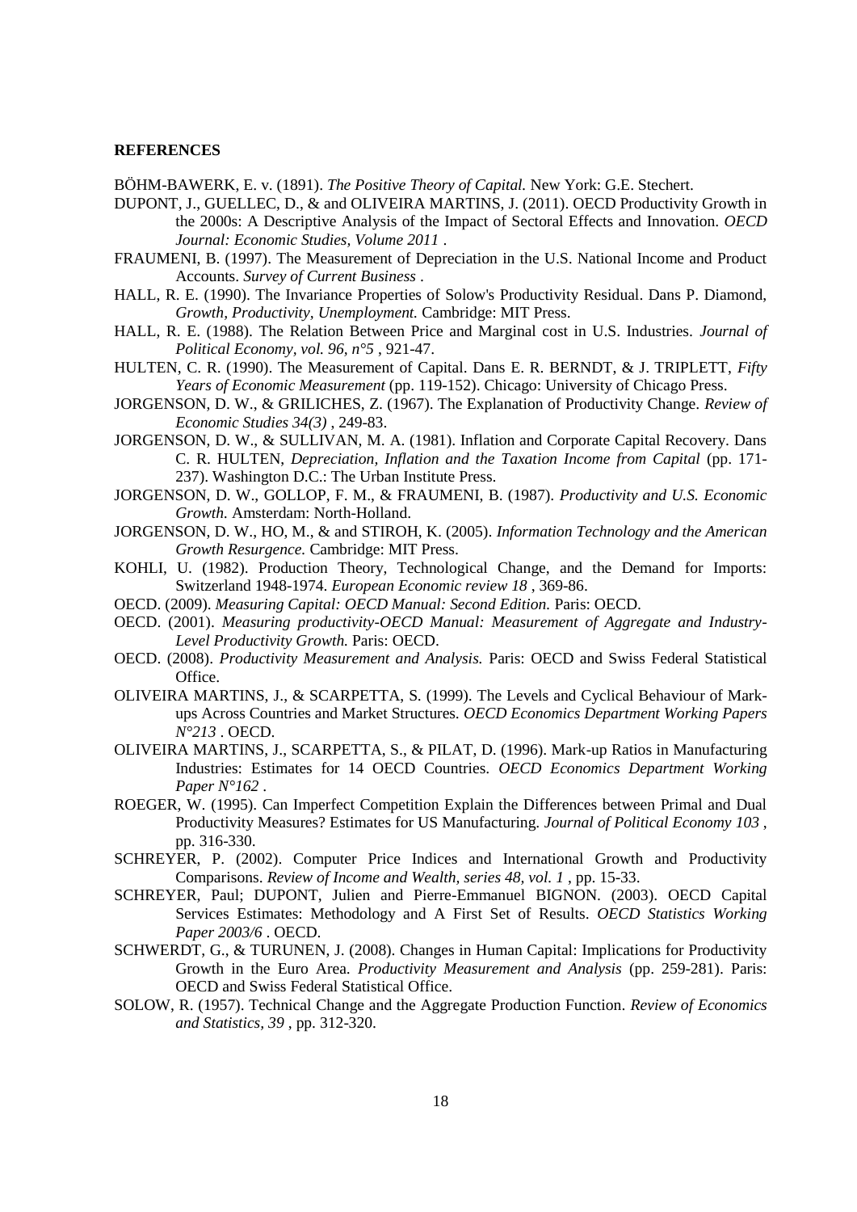## REFERENCES

BÖHM-BAWERK, E. v. (1891). *The Positive Theory of Capital.* New York: G.E. Stechert.

DUPONT, J., GUELLEC, D., & and OLIVEIRA MARTINS, J. (2011). OECD Productivity Growth in the 2000s: A Descriptive Analysis of the Impact of Sectoral Effects and Innovation. *OECD Journal: Economic Studies, Volume 2011* .

FRAUMENI, B. (1997). The Measurement of Depreciation in the U.S. National Income and Product Accounts. *Survey of Current Business* .

HALL, R. E. (1990). The Invariance Properties of Solow's Productivity Residual. Dans P. Diamond, *Growth, Productivity, Unemployment.* Cambridge: MIT Press.

HALL, R. E. (1988). The Relation Between Price and Marginal cost in U.S. Industries. *Journal of Political Economy, vol. 96, n°5* , 921-47.

HULTEN, C. R. (1990). The Measurement of Capital. Dans E. R. BERNDT, & J. TRIPLETT, *Fifty Years of Economic Measurement* (pp. 119-152). Chicago: University of Chicago Press.

JORGENSON, D. W., & GRILICHES, Z. (1967). The Explanation of Productivity Change. *Review of Economic Studies 34(3)* , 249-83.

JORGENSON, D. W., & SULLIVAN, M. A. (1981). Inflation and Corporate Capital Recovery. Dans C. R. HULTEN, *Depreciation, Inflation and the Taxation Income from Capital* (pp. 171-237). Washington D.C.: The Urban Institute Press.

JORGENSON, D. W., GOLLOP, F. M., & FRAUMENI, B. (1987). *Productivity and U.S. Economic Growth.* Amsterdam: North-Holland.

JORGENSON, D. W., HO, M., & and STIROH, K. (2005). *Information Technology and the American Growth Resurgence.* Cambridge: MIT Press.

KOHLI, U. (1982). Production Theory, Technological Change, and the Demand for Imports: Switzerland 1948-1974. *European Economic review 18* , 369-86.

OECD. (2009). *Measuring Capital: OECD Manual: Second Edition.* Paris: OECD.

OECD. (2001). *Measuring productivity-OECD Manual: Measurement of Aggregate and Industry-Level Productivity Growth.* Paris: OECD.

OECD. (2008). *Productivity Measurement and Analysis.* Paris: OECD and Swiss Federal Statistical Office.

OLIVEIRA MARTINS, J., & SCARPETTA, S. (1999). The Levels and Cyclical Behaviour of Mark-ups Across Countries and Market Structures. *OECD Economics Department Working Papers N°213* . OECD.

OLIVEIRA MARTINS, J., SCARPETTA, S., & PILAT, D. (1996). Mark-up Ratios in Manufacturing Industries: Estimates for 14 OECD Countries. *OECD Economics Department Working Paper N°162* .

ROEGER, W. (1995). Can Imperfect Competition Explain the Differences between Primal and Dual Productivity Measures? Estimates for US Manufacturing. *Journal of Political Economy 103* , pp. 316-330.

SCHREYER, P. (2002). Computer Price Indices and International Growth and Productivity Comparisons. *Review of Income and Wealth, series 48, vol. 1* , pp. 15-33.

SCHREYER, Paul; DUPONT, Julien and Pierre-Emmanuel BIGNON. (2003). OECD Capital Services Estimates: Methodology and A First Set of Results. *OECD Statistics Working Paper 2003/6* . OECD.

SCHWERDT, G., & TURUNEN, J. (2008). Changes in Human Capital: Implications for Productivity Growth in the Euro Area. *Productivity Measurement and Analysis* (pp. 259-281). Paris: OECD and Swiss Federal Statistical Office.

SOLOW, R. (1957). Technical Change and the Aggregate Production Function. *Review of Economics and Statistics, 39* , pp. 312-320.